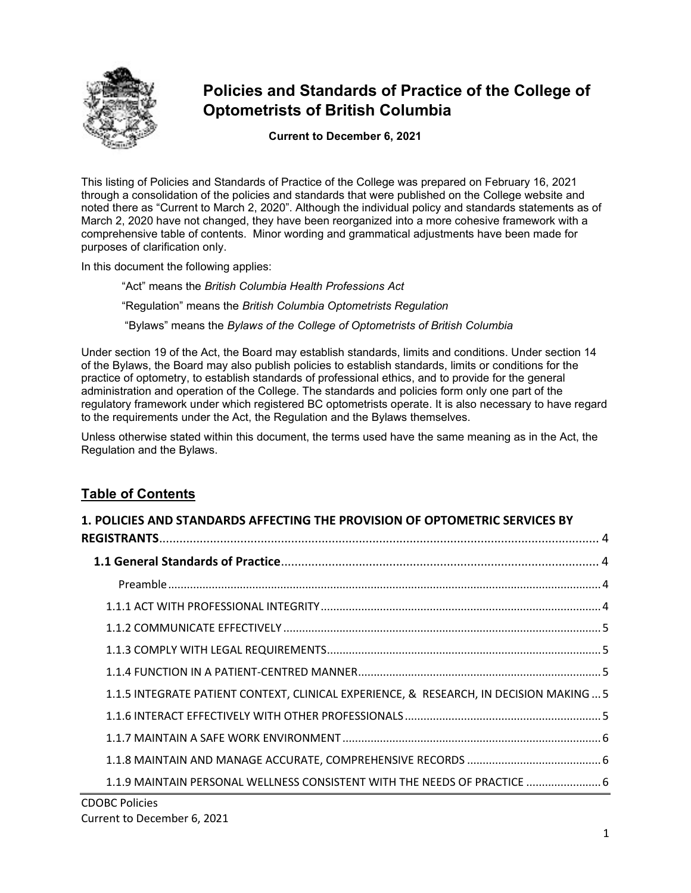# Policies and Standards of Practice of the College of Optometrists of British Columbia

**Current to December 6, 2021**

This listing of Policies and Standards of Practice of the College was prepared on February 16, 2021 through a consolidation of the policies and standards that were published on the College website and noted there as "Current to March 2, 2020". Although the individual policy and standards statements as of March 2, 2020 have not changed, they have been reorganized into a more cohesive framework with a comprehensive table of contents. Minor wording and grammatical adjustments have been made for purposes of clarification only.

In this document the following applies:

> "Act" means the *British Columbia Health Professions Act*
>
> "Regulation" means the *British Columbia Optometrists Regulation*
>
> "Bylaws" means the *Bylaws of the College of Optometrists of British Columbia*

Under section 19 of the Act, the Board may establish standards, limits and conditions. Under section 14 of the Bylaws, the Board may also publish policies to establish standards, limits or conditions for the practice of optometry, to establish standards of professional ethics, and to provide for the general administration and operation of the College. The standards and policies form only one part of the regulatory framework under which registered BC optometrists operate. It is also necessary to have regard to the requirements under the Act, the Regulation and the Bylaws themselves.

Unless otherwise stated within this document, the terms used have the same meaning as in the Act, the Regulation and the Bylaws.

## Table of Contents

**1. POLICIES AND STANDARDS AFFECTING THE PROVISION OF OPTOMETRIC SERVICES BY REGISTRANTS** .......... 4

**1.1 General Standards of Practice** .......... 4

- Preamble .......... 4
- 1.1.1 ACT WITH PROFESSIONAL INTEGRITY .......... 4
- 1.1.2 COMMUNICATE EFFECTIVELY .......... 5
- 1.1.3 COMPLY WITH LEGAL REQUIREMENTS .......... 5
- 1.1.4 FUNCTION IN A PATIENT-CENTRED MANNER .......... 5
- 1.1.5 INTEGRATE PATIENT CONTEXT, CLINICAL EXPERIENCE, & RESEARCH, IN DECISION MAKING .......... 5
- 1.1.6 INTERACT EFFECTIVELY WITH OTHER PROFESSIONALS .......... 5
- 1.1.7 MAINTAIN A SAFE WORK ENVIRONMENT .......... 6
- 1.1.8 MAINTAIN AND MANAGE ACCURATE, COMPREHENSIVE RECORDS .......... 6
- 1.1.9 MAINTAIN PERSONAL WELLNESS CONSISTENT WITH THE NEEDS OF PRACTICE .......... 6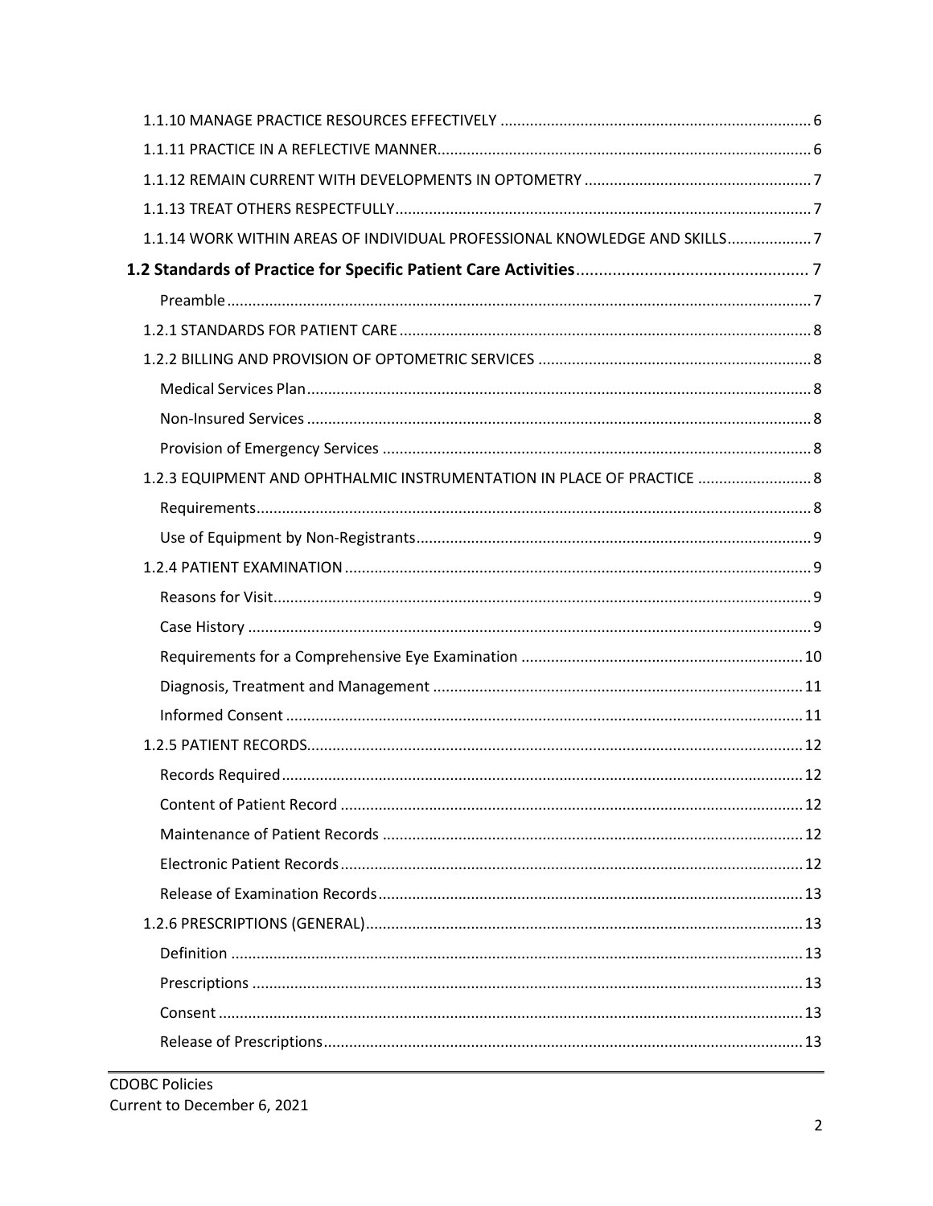1.1.10 MANAGE PRACTICE RESOURCES EFFECTIVELY ........................................................................ 6

1.1.11 PRACTICE IN A REFLECTIVE MANNER........................................................................................ 6

1.1.12 REMAIN CURRENT WITH DEVELOPMENTS IN OPTOMETRY ..................................................... 7

1.1.13 TREAT OTHERS RESPECTFULLY................................................................................................. 7

1.1.14 WORK WITHIN AREAS OF INDIVIDUAL PROFESSIONAL KNOWLEDGE AND SKILLS.................... 7

**1.2 Standards of Practice for Specific Patient Care Activities.................................................. 7**

Preamble ......................................................................................................................................... 7

1.2.1 STANDARDS FOR PATIENT CARE ................................................................................................. 8

1.2.2 BILLING AND PROVISION OF OPTOMETRIC SERVICES ................................................................ 8

Medical Services Plan ....................................................................................................................... 8

Non-Insured Services ....................................................................................................................... 8

Provision of Emergency Services ..................................................................................................... 8

1.2.3 EQUIPMENT AND OPHTHALMIC INSTRUMENTATION IN PLACE OF PRACTICE ........................... 8

Requirements................................................................................................................................... 8

Use of Equipment by Non-Registrants............................................................................................. 9

1.2.4 PATIENT EXAMINATION .............................................................................................................. 9

Reasons for Visit............................................................................................................................... 9

Case History ..................................................................................................................................... 9

Requirements for a Comprehensive Eye Examination .................................................................. 10

Diagnosis, Treatment and Management ....................................................................................... 11

Informed Consent .......................................................................................................................... 11

1.2.5 PATIENT RECORDS..................................................................................................................... 12

Records Required........................................................................................................................... 12

Content of Patient Record ............................................................................................................. 12

Maintenance of Patient Records ................................................................................................... 12

Electronic Patient Records............................................................................................................. 12

Release of Examination Records .................................................................................................... 13

1.2.6 PRESCRIPTIONS (GENERAL)....................................................................................................... 13

Definition ....................................................................................................................................... 13

Prescriptions .................................................................................................................................. 13

Consent .......................................................................................................................................... 13

Release of Prescriptions................................................................................................................. 13

CDOBC Policies
Current to December 6, 2021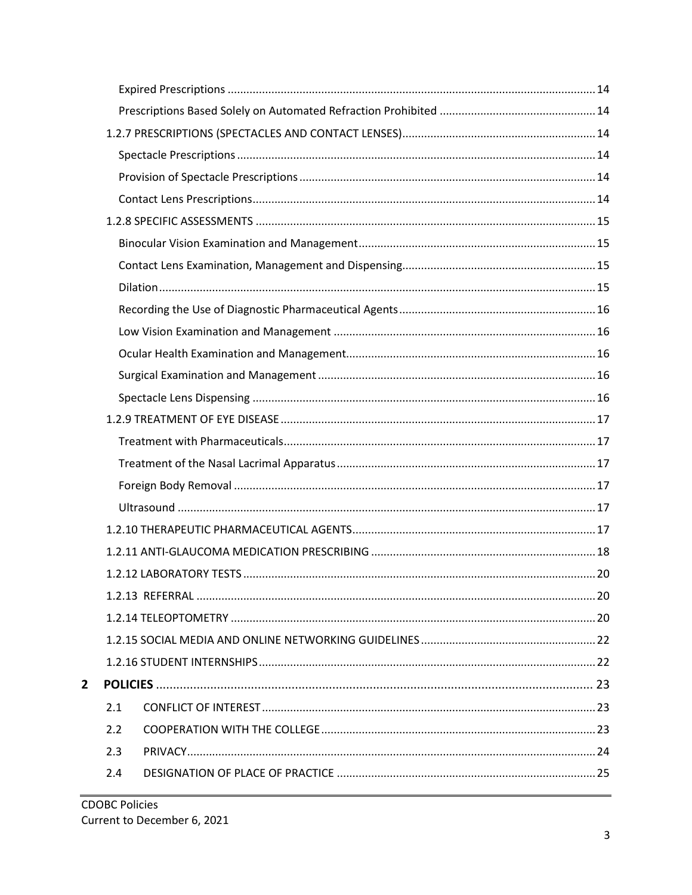- Expired Prescriptions ..... 14
- Prescriptions Based Solely on Automated Refraction Prohibited ..... 14
- 1.2.7 PRESCRIPTIONS (SPECTACLES AND CONTACT LENSES) ..... 14
  - Spectacle Prescriptions ..... 14
  - Provision of Spectacle Prescriptions ..... 14
  - Contact Lens Prescriptions ..... 14
- 1.2.8 SPECIFIC ASSESSMENTS ..... 15
  - Binocular Vision Examination and Management ..... 15
  - Contact Lens Examination, Management and Dispensing ..... 15
  - Dilation ..... 15
  - Recording the Use of Diagnostic Pharmaceutical Agents ..... 16
  - Low Vision Examination and Management ..... 16
  - Ocular Health Examination and Management ..... 16
  - Surgical Examination and Management ..... 16
  - Spectacle Lens Dispensing ..... 16
- 1.2.9 TREATMENT OF EYE DISEASE ..... 17
  - Treatment with Pharmaceuticals ..... 17
  - Treatment of the Nasal Lacrimal Apparatus ..... 17
  - Foreign Body Removal ..... 17
  - Ultrasound ..... 17
- 1.2.10 THERAPEUTIC PHARMACEUTICAL AGENTS ..... 17
- 1.2.11 ANTI-GLAUCOMA MEDICATION PRESCRIBING ..... 18
- 1.2.12 LABORATORY TESTS ..... 20
- 1.2.13 REFERRAL ..... 20
- 1.2.14 TELEOPTOMETRY ..... 20
- 1.2.15 SOCIAL MEDIA AND ONLINE NETWORKING GUIDELINES ..... 22
- 1.2.16 STUDENT INTERNSHIPS ..... 22

**2 POLICIES** ..... 23

- 2.1 CONFLICT OF INTEREST ..... 23
- 2.2 COOPERATION WITH THE COLLEGE ..... 23
- 2.3 PRIVACY ..... 24
- 2.4 DESIGNATION OF PLACE OF PRACTICE ..... 25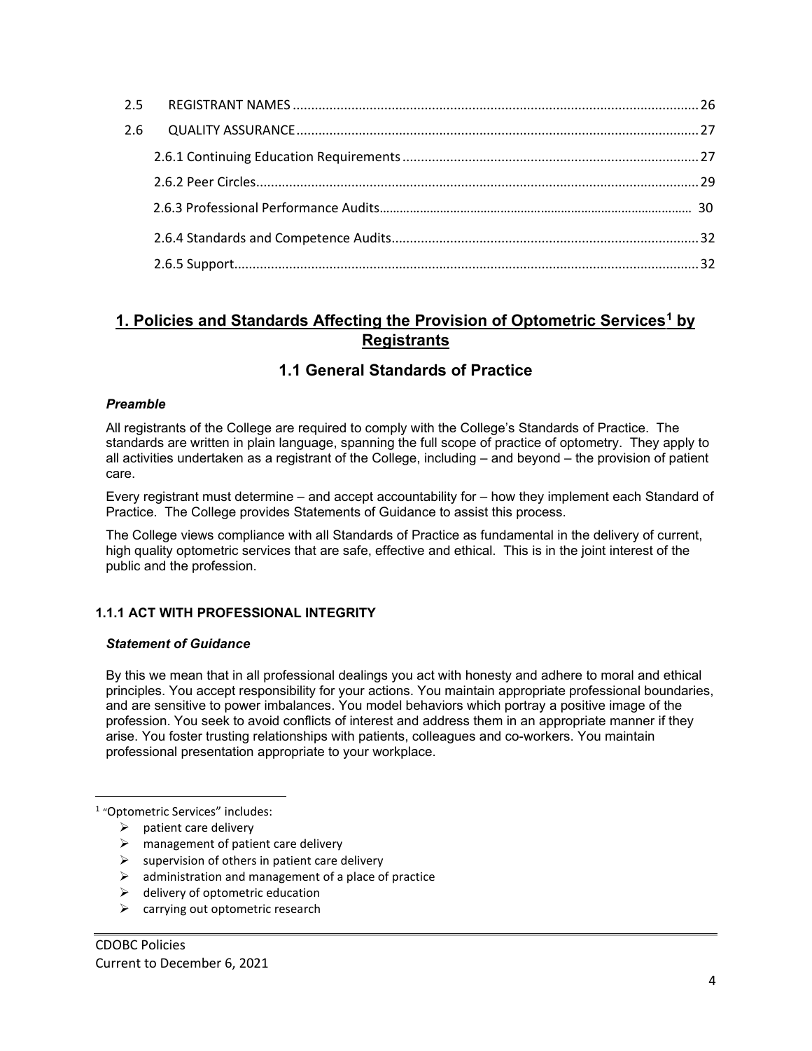| | | |
|---|---|---|
| 2.5 | REGISTRANT NAMES | 26 |
| 2.6 | QUALITY ASSURANCE | 27 |
| | 2.6.1 Continuing Education Requirements | 27 |
| | 2.6.2 Peer Circles | 29 |
| | 2.6.3 Professional Performance Audits | 30 |
| | 2.6.4 Standards and Competence Audits | 32 |
| | 2.6.5 Support | 32 |

# 1. Policies and Standards Affecting the Provision of Optometric Services[1] by Registrants

## 1.1 General Standards of Practice

***Preamble***

All registrants of the College are required to comply with the College's Standards of Practice. The standards are written in plain language, spanning the full scope of practice of optometry. They apply to all activities undertaken as a registrant of the College, including – and beyond – the provision of patient care.

Every registrant must determine – and accept accountability for – how they implement each Standard of Practice. The College provides Statements of Guidance to assist this process.

The College views compliance with all Standards of Practice as fundamental in the delivery of current, high quality optometric services that are safe, effective and ethical. This is in the joint interest of the public and the profession.

### 1.1.1 ACT WITH PROFESSIONAL INTEGRITY

***Statement of Guidance***

By this we mean that in all professional dealings you act with honesty and adhere to moral and ethical principles. You accept responsibility for your actions. You maintain appropriate professional boundaries, and are sensitive to power imbalances. You model behaviors which portray a positive image of the profession. You seek to avoid conflicts of interest and address them in an appropriate manner if they arise. You foster trusting relationships with patients, colleagues and co-workers. You maintain professional presentation appropriate to your workplace.

---

[1] "Optometric Services" includes:

- patient care delivery
- management of patient care delivery
- supervision of others in patient care delivery
- administration and management of a place of practice
- delivery of optometric education
- carrying out optometric research

CDOBC Policies
Current to December 6, 2021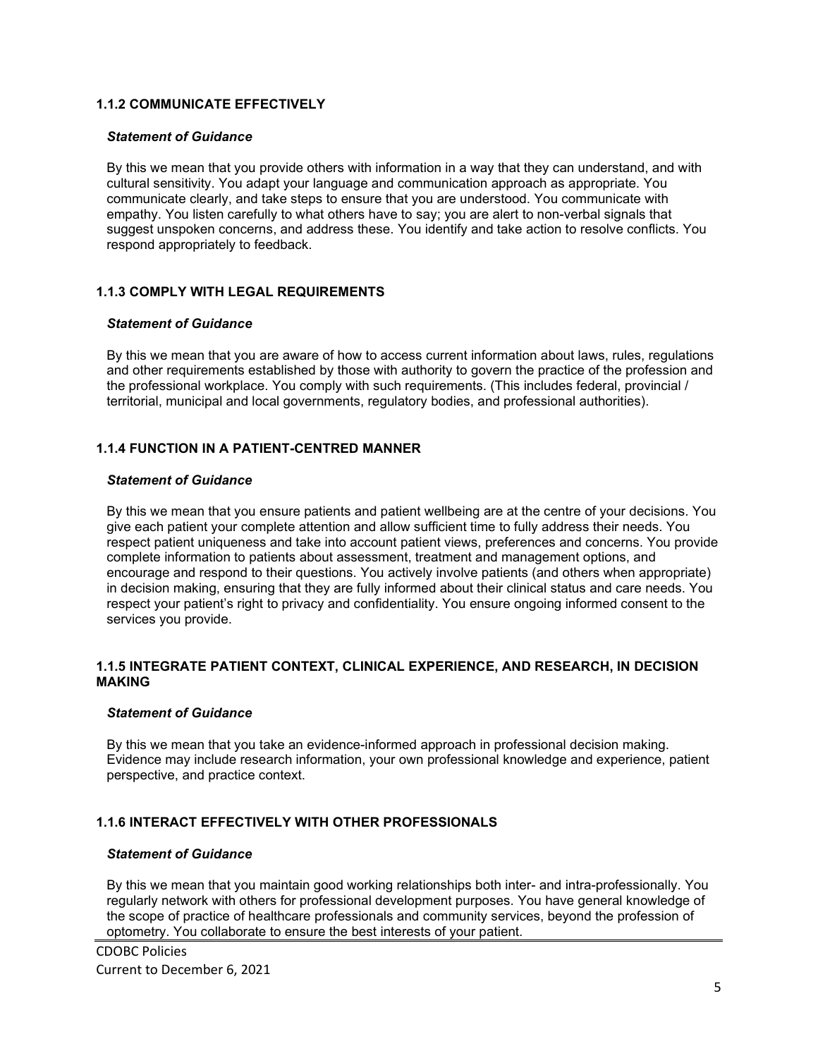### 1.1.2 COMMUNICATE EFFECTIVELY

***Statement of Guidance***

By this we mean that you provide others with information in a way that they can understand, and with cultural sensitivity. You adapt your language and communication approach as appropriate. You communicate clearly, and take steps to ensure that you are understood. You communicate with empathy. You listen carefully to what others have to say; you are alert to non-verbal signals that suggest unspoken concerns, and address these. You identify and take action to resolve conflicts. You respond appropriately to feedback.

### 1.1.3 COMPLY WITH LEGAL REQUIREMENTS

***Statement of Guidance***

By this we mean that you are aware of how to access current information about laws, rules, regulations and other requirements established by those with authority to govern the practice of the profession and the professional workplace. You comply with such requirements. (This includes federal, provincial / territorial, municipal and local governments, regulatory bodies, and professional authorities).

### 1.1.4 FUNCTION IN A PATIENT-CENTRED MANNER

***Statement of Guidance***

By this we mean that you ensure patients and patient wellbeing are at the centre of your decisions. You give each patient your complete attention and allow sufficient time to fully address their needs. You respect patient uniqueness and take into account patient views, preferences and concerns. You provide complete information to patients about assessment, treatment and management options, and encourage and respond to their questions. You actively involve patients (and others when appropriate) in decision making, ensuring that they are fully informed about their clinical status and care needs. You respect your patient's right to privacy and confidentiality. You ensure ongoing informed consent to the services you provide.

### 1.1.5 INTEGRATE PATIENT CONTEXT, CLINICAL EXPERIENCE, AND RESEARCH, IN DECISION MAKING

***Statement of Guidance***

By this we mean that you take an evidence-informed approach in professional decision making. Evidence may include research information, your own professional knowledge and experience, patient perspective, and practice context.

### 1.1.6 INTERACT EFFECTIVELY WITH OTHER PROFESSIONALS

***Statement of Guidance***

By this we mean that you maintain good working relationships both inter- and intra-professionally. You regularly network with others for professional development purposes. You have general knowledge of the scope of practice of healthcare professionals and community services, beyond the profession of optometry. You collaborate to ensure the best interests of your patient.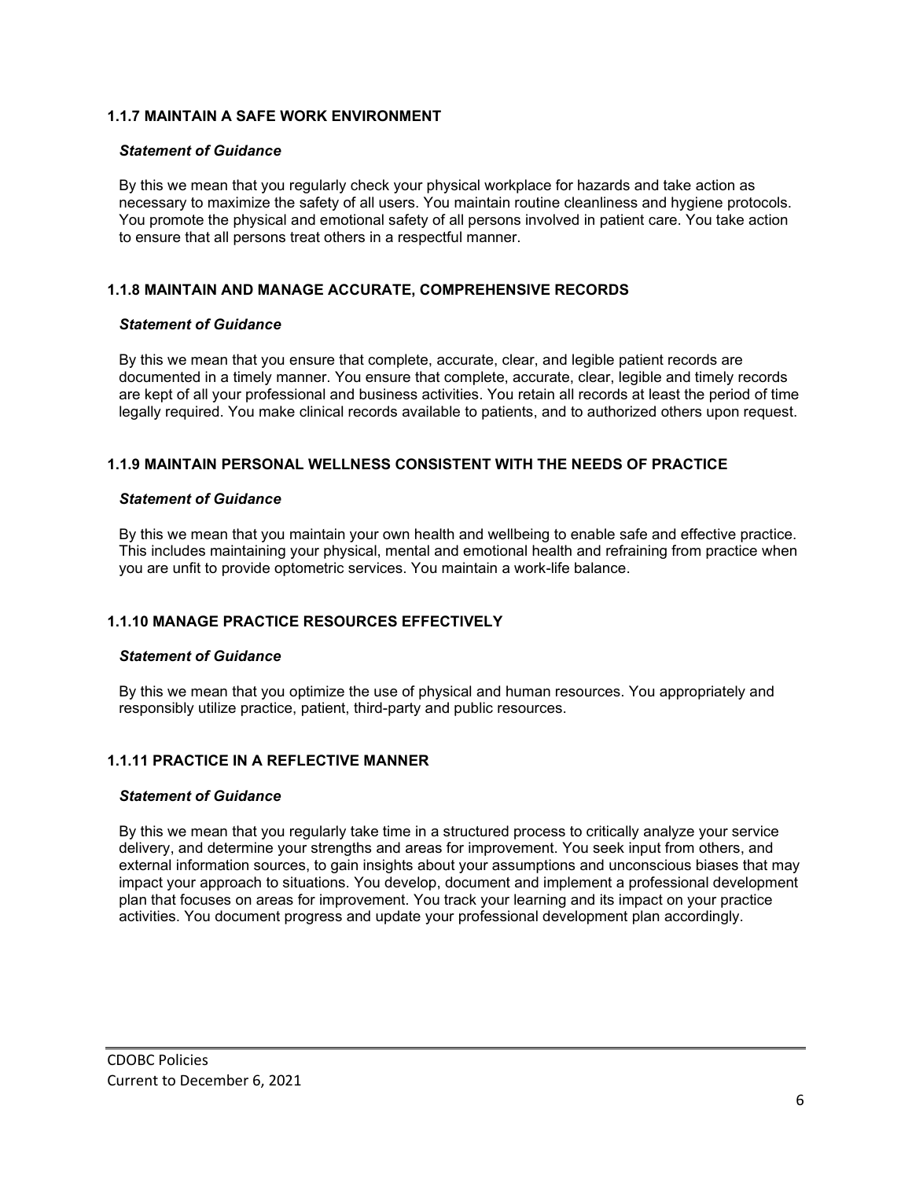### 1.1.7 MAINTAIN A SAFE WORK ENVIRONMENT

***Statement of Guidance***

By this we mean that you regularly check your physical workplace for hazards and take action as necessary to maximize the safety of all users. You maintain routine cleanliness and hygiene protocols. You promote the physical and emotional safety of all persons involved in patient care. You take action to ensure that all persons treat others in a respectful manner.

### 1.1.8 MAINTAIN AND MANAGE ACCURATE, COMPREHENSIVE RECORDS

***Statement of Guidance***

By this we mean that you ensure that complete, accurate, clear, and legible patient records are documented in a timely manner. You ensure that complete, accurate, clear, legible and timely records are kept of all your professional and business activities. You retain all records at least the period of time legally required. You make clinical records available to patients, and to authorized others upon request.

### 1.1.9 MAINTAIN PERSONAL WELLNESS CONSISTENT WITH THE NEEDS OF PRACTICE

***Statement of Guidance***

By this we mean that you maintain your own health and wellbeing to enable safe and effective practice. This includes maintaining your physical, mental and emotional health and refraining from practice when you are unfit to provide optometric services. You maintain a work-life balance.

### 1.1.10 MANAGE PRACTICE RESOURCES EFFECTIVELY

***Statement of Guidance***

By this we mean that you optimize the use of physical and human resources. You appropriately and responsibly utilize practice, patient, third-party and public resources.

### 1.1.11 PRACTICE IN A REFLECTIVE MANNER

***Statement of Guidance***

By this we mean that you regularly take time in a structured process to critically analyze your service delivery, and determine your strengths and areas for improvement. You seek input from others, and external information sources, to gain insights about your assumptions and unconscious biases that may impact your approach to situations. You develop, document and implement a professional development plan that focuses on areas for improvement. You track your learning and its impact on your practice activities. You document progress and update your professional development plan accordingly.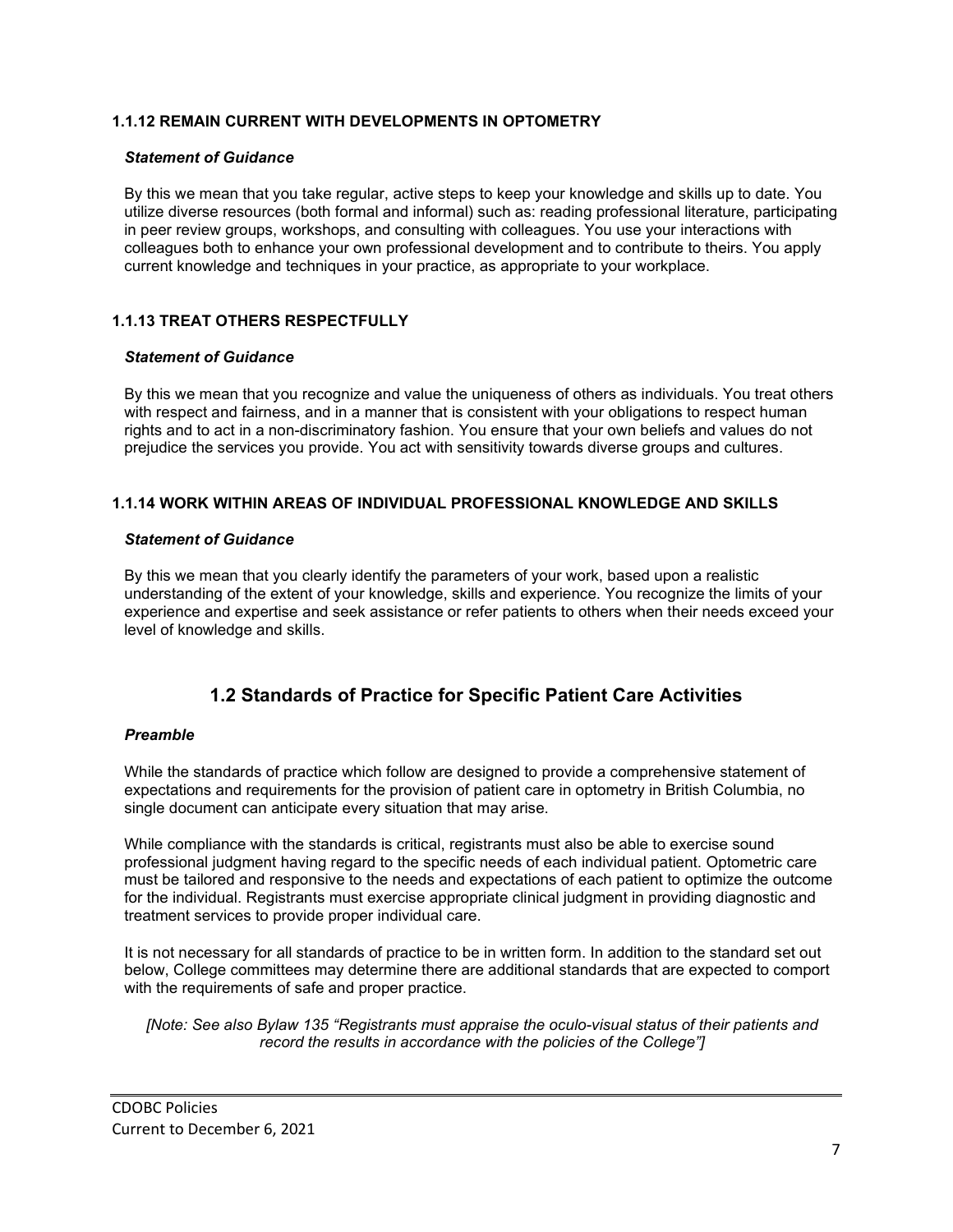#### 1.1.12 REMAIN CURRENT WITH DEVELOPMENTS IN OPTOMETRY

***Statement of Guidance***

By this we mean that you take regular, active steps to keep your knowledge and skills up to date. You utilize diverse resources (both formal and informal) such as: reading professional literature, participating in peer review groups, workshops, and consulting with colleagues. You use your interactions with colleagues both to enhance your own professional development and to contribute to theirs. You apply current knowledge and techniques in your practice, as appropriate to your workplace.

#### 1.1.13 TREAT OTHERS RESPECTFULLY

***Statement of Guidance***

By this we mean that you recognize and value the uniqueness of others as individuals. You treat others with respect and fairness, and in a manner that is consistent with your obligations to respect human rights and to act in a non-discriminatory fashion. You ensure that your own beliefs and values do not prejudice the services you provide. You act with sensitivity towards diverse groups and cultures.

#### 1.1.14 WORK WITHIN AREAS OF INDIVIDUAL PROFESSIONAL KNOWLEDGE AND SKILLS

***Statement of Guidance***

By this we mean that you clearly identify the parameters of your work, based upon a realistic understanding of the extent of your knowledge, skills and experience. You recognize the limits of your experience and expertise and seek assistance or refer patients to others when their needs exceed your level of knowledge and skills.

## 1.2 Standards of Practice for Specific Patient Care Activities

***Preamble***

While the standards of practice which follow are designed to provide a comprehensive statement of expectations and requirements for the provision of patient care in optometry in British Columbia, no single document can anticipate every situation that may arise.

While compliance with the standards is critical, registrants must also be able to exercise sound professional judgment having regard to the specific needs of each individual patient. Optometric care must be tailored and responsive to the needs and expectations of each patient to optimize the outcome for the individual. Registrants must exercise appropriate clinical judgment in providing diagnostic and treatment services to provide proper individual care.

It is not necessary for all standards of practice to be in written form. In addition to the standard set out below, College committees may determine there are additional standards that are expected to comport with the requirements of safe and proper practice.

*[Note: See also Bylaw 135 "Registrants must appraise the oculo-visual status of their patients and record the results in accordance with the policies of the College"]*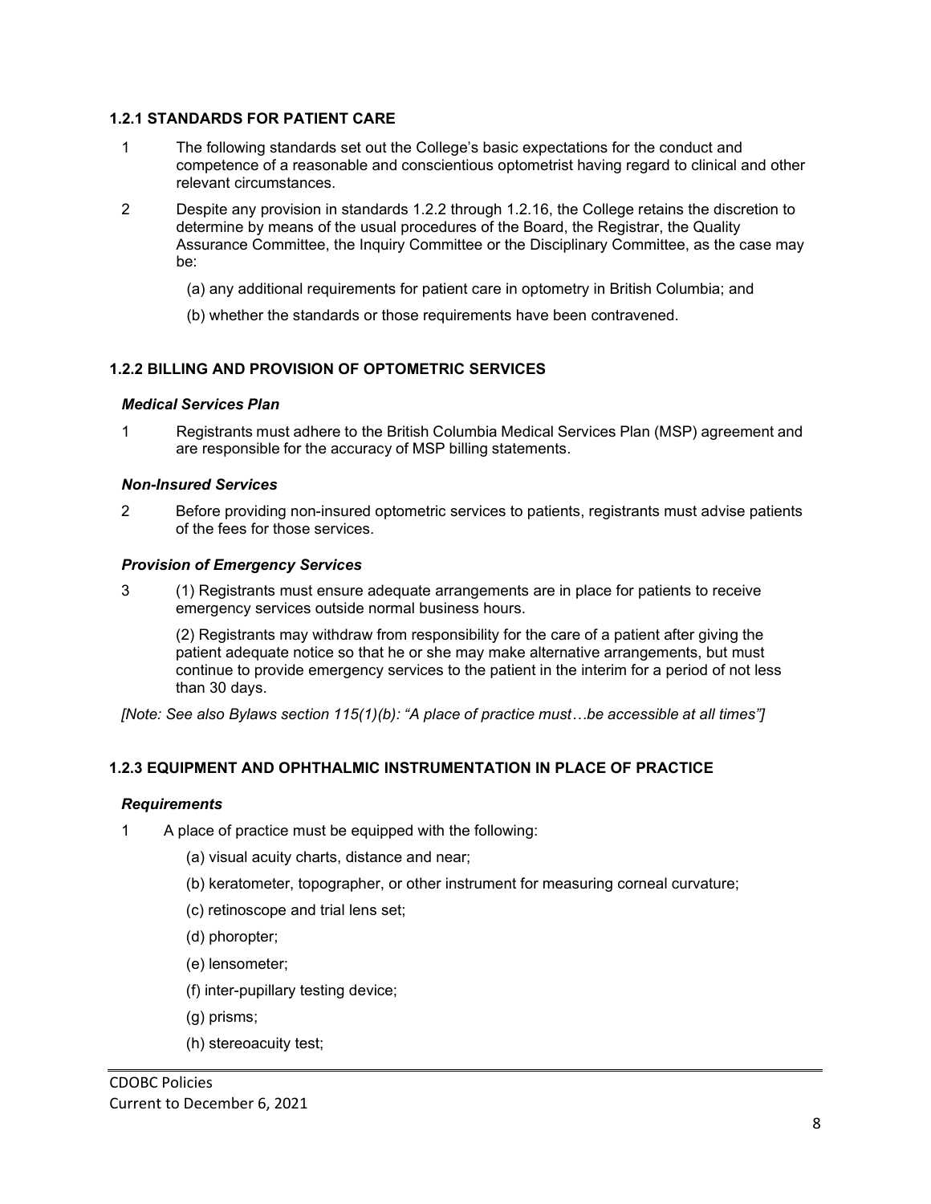### 1.2.1 STANDARDS FOR PATIENT CARE

1 The following standards set out the College's basic expectations for the conduct and competence of a reasonable and conscientious optometrist having regard to clinical and other relevant circumstances.

2 Despite any provision in standards 1.2.2 through 1.2.16, the College retains the discretion to determine by means of the usual procedures of the Board, the Registrar, the Quality Assurance Committee, the Inquiry Committee or the Disciplinary Committee, as the case may be:

(a) any additional requirements for patient care in optometry in British Columbia; and

(b) whether the standards or those requirements have been contravened.

### 1.2.2 BILLING AND PROVISION OF OPTOMETRIC SERVICES

#### *Medical Services Plan*

1 Registrants must adhere to the British Columbia Medical Services Plan (MSP) agreement and are responsible for the accuracy of MSP billing statements.

#### *Non-Insured Services*

2 Before providing non-insured optometric services to patients, registrants must advise patients of the fees for those services.

#### *Provision of Emergency Services*

3 (1) Registrants must ensure adequate arrangements are in place for patients to receive emergency services outside normal business hours.

(2) Registrants may withdraw from responsibility for the care of a patient after giving the patient adequate notice so that he or she may make alternative arrangements, but must continue to provide emergency services to the patient in the interim for a period of not less than 30 days.

*[Note: See also Bylaws section 115(1)(b): "A place of practice must…be accessible at all times"]*

### 1.2.3 EQUIPMENT AND OPHTHALMIC INSTRUMENTATION IN PLACE OF PRACTICE

#### *Requirements*

1 A place of practice must be equipped with the following:

(a) visual acuity charts, distance and near;

(b) keratometer, topographer, or other instrument for measuring corneal curvature;

(c) retinoscope and trial lens set;

(d) phoropter;

(e) lensometer;

(f) inter-pupillary testing device;

(g) prisms;

(h) stereoacuity test;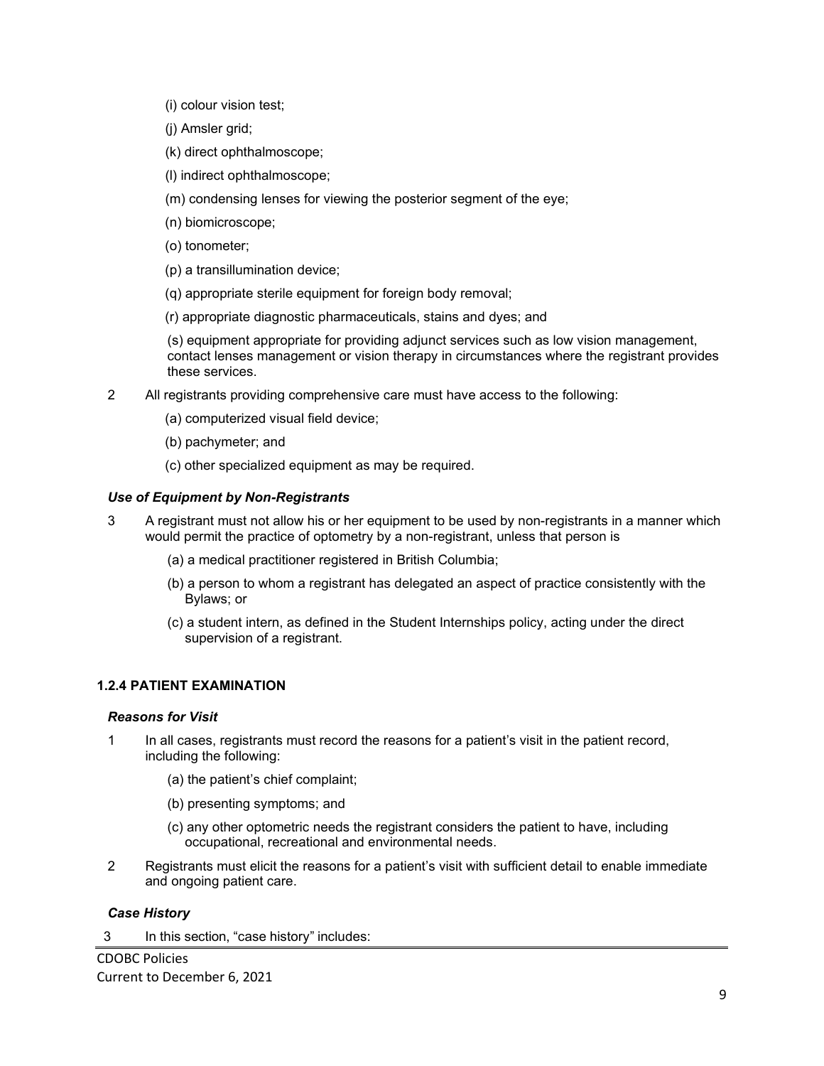(i) colour vision test;

(j) Amsler grid;

(k) direct ophthalmoscope;

(l) indirect ophthalmoscope;

(m) condensing lenses for viewing the posterior segment of the eye;

(n) biomicroscope;

(o) tonometer;

(p) a transillumination device;

(q) appropriate sterile equipment for foreign body removal;

(r) appropriate diagnostic pharmaceuticals, stains and dyes; and

(s) equipment appropriate for providing adjunct services such as low vision management, contact lenses management or vision therapy in circumstances where the registrant provides these services.

2 All registrants providing comprehensive care must have access to the following:

(a) computerized visual field device;

(b) pachymeter; and

(c) other specialized equipment as may be required.

### *Use of Equipment by Non-Registrants*

3 A registrant must not allow his or her equipment to be used by non-registrants in a manner which would permit the practice of optometry by a non-registrant, unless that person is

(a) a medical practitioner registered in British Columbia;

(b) a person to whom a registrant has delegated an aspect of practice consistently with the Bylaws; or

(c) a student intern, as defined in the Student Internships policy, acting under the direct supervision of a registrant.

## 1.2.4 PATIENT EXAMINATION

### *Reasons for Visit*

1 In all cases, registrants must record the reasons for a patient's visit in the patient record, including the following:

(a) the patient's chief complaint;

(b) presenting symptoms; and

(c) any other optometric needs the registrant considers the patient to have, including occupational, recreational and environmental needs.

2 Registrants must elicit the reasons for a patient's visit with sufficient detail to enable immediate and ongoing patient care.

### *Case History*

3 In this section, "case history" includes: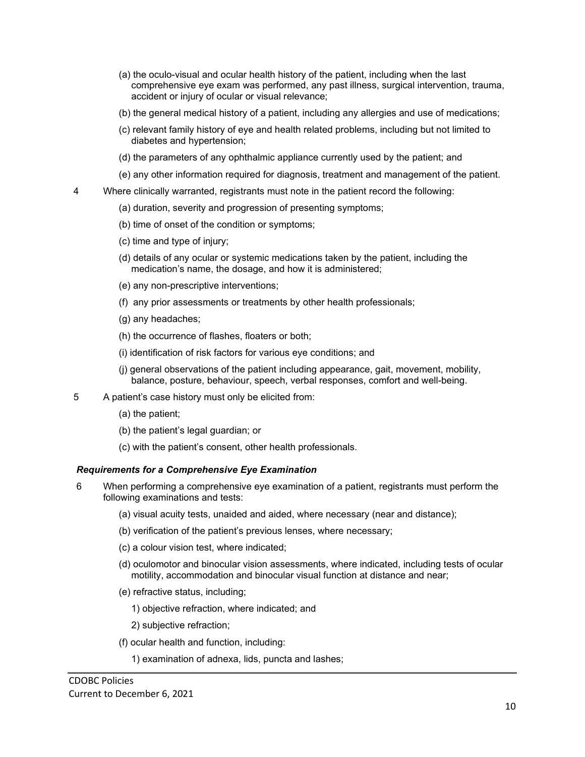(a) the oculo-visual and ocular health history of the patient, including when the last comprehensive eye exam was performed, any past illness, surgical intervention, trauma, accident or injury of ocular or visual relevance;

(b) the general medical history of a patient, including any allergies and use of medications;

(c) relevant family history of eye and health related problems, including but not limited to diabetes and hypertension;

(d) the parameters of any ophthalmic appliance currently used by the patient; and

(e) any other information required for diagnosis, treatment and management of the patient.

4 Where clinically warranted, registrants must note in the patient record the following:

(a) duration, severity and progression of presenting symptoms;

(b) time of onset of the condition or symptoms;

(c) time and type of injury;

(d) details of any ocular or systemic medications taken by the patient, including the medication's name, the dosage, and how it is administered;

(e) any non-prescriptive interventions;

(f) any prior assessments or treatments by other health professionals;

(g) any headaches;

(h) the occurrence of flashes, floaters or both;

(i) identification of risk factors for various eye conditions; and

(j) general observations of the patient including appearance, gait, movement, mobility, balance, posture, behaviour, speech, verbal responses, comfort and well-being.

5 A patient's case history must only be elicited from:

(a) the patient;

(b) the patient's legal guardian; or

(c) with the patient's consent, other health professionals.

***Requirements for a Comprehensive Eye Examination***

6 When performing a comprehensive eye examination of a patient, registrants must perform the following examinations and tests:

(a) visual acuity tests, unaided and aided, where necessary (near and distance);

(b) verification of the patient's previous lenses, where necessary;

(c) a colour vision test, where indicated;

(d) oculomotor and binocular vision assessments, where indicated, including tests of ocular motility, accommodation and binocular visual function at distance and near;

(e) refractive status, including;

1) objective refraction, where indicated; and

2) subjective refraction;

(f) ocular health and function, including:

1) examination of adnexa, lids, puncta and lashes;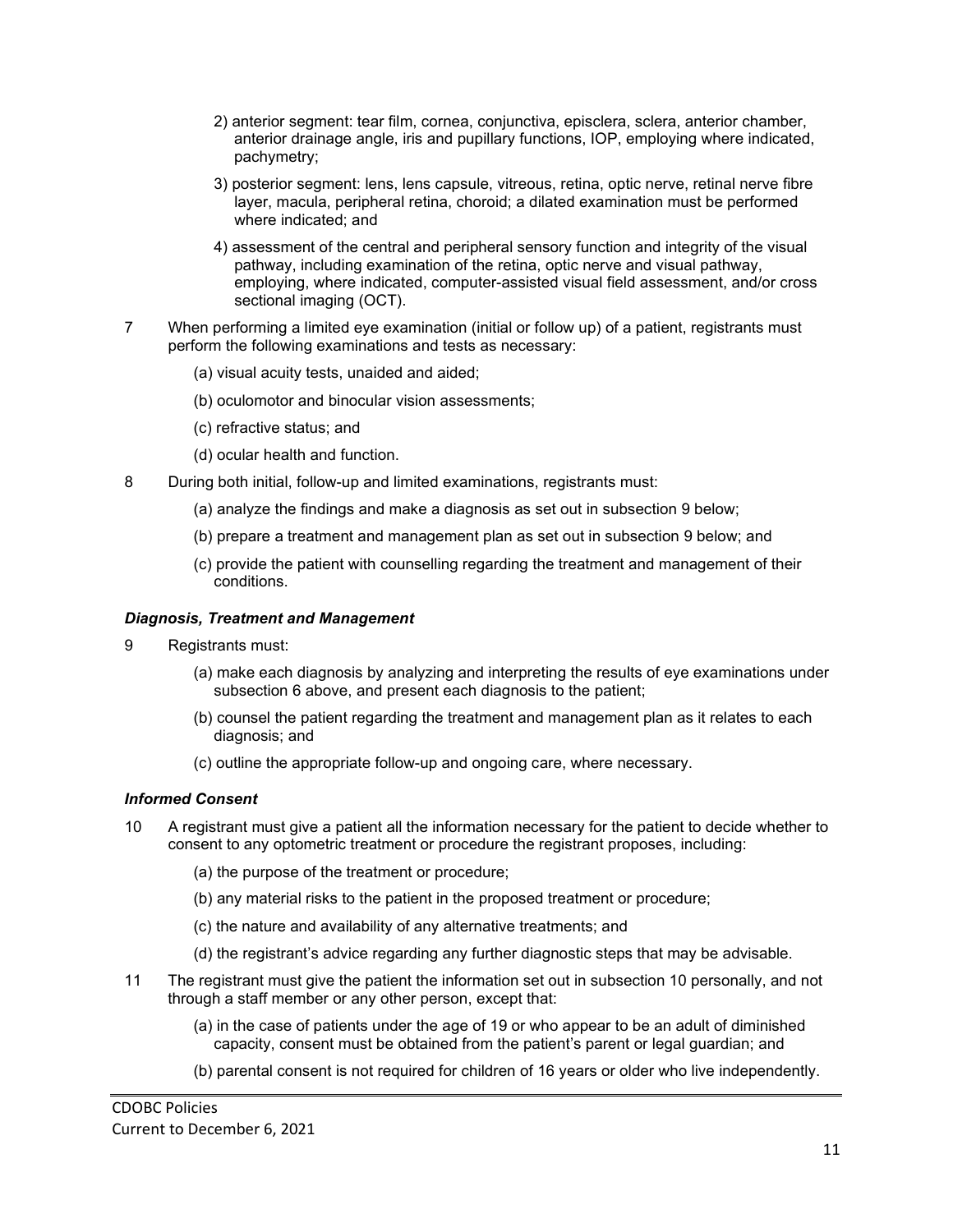2) anterior segment: tear film, cornea, conjunctiva, episclera, sclera, anterior chamber, anterior drainage angle, iris and pupillary functions, IOP, employing where indicated, pachymetry;

3) posterior segment: lens, lens capsule, vitreous, retina, optic nerve, retinal nerve fibre layer, macula, peripheral retina, choroid; a dilated examination must be performed where indicated; and

4) assessment of the central and peripheral sensory function and integrity of the visual pathway, including examination of the retina, optic nerve and visual pathway, employing, where indicated, computer-assisted visual field assessment, and/or cross sectional imaging (OCT).

7 When performing a limited eye examination (initial or follow up) of a patient, registrants must perform the following examinations and tests as necessary:

(a) visual acuity tests, unaided and aided;

(b) oculomotor and binocular vision assessments;

(c) refractive status; and

(d) ocular health and function.

8 During both initial, follow-up and limited examinations, registrants must:

(a) analyze the findings and make a diagnosis as set out in subsection 9 below;

(b) prepare a treatment and management plan as set out in subsection 9 below; and

(c) provide the patient with counselling regarding the treatment and management of their conditions.

### *Diagnosis, Treatment and Management*

9 Registrants must:

(a) make each diagnosis by analyzing and interpreting the results of eye examinations under subsection 6 above, and present each diagnosis to the patient;

(b) counsel the patient regarding the treatment and management plan as it relates to each diagnosis; and

(c) outline the appropriate follow-up and ongoing care, where necessary.

### *Informed Consent*

10 A registrant must give a patient all the information necessary for the patient to decide whether to consent to any optometric treatment or procedure the registrant proposes, including:

(a) the purpose of the treatment or procedure;

(b) any material risks to the patient in the proposed treatment or procedure;

(c) the nature and availability of any alternative treatments; and

(d) the registrant's advice regarding any further diagnostic steps that may be advisable.

11 The registrant must give the patient the information set out in subsection 10 personally, and not through a staff member or any other person, except that:

(a) in the case of patients under the age of 19 or who appear to be an adult of diminished capacity, consent must be obtained from the patient's parent or legal guardian; and

(b) parental consent is not required for children of 16 years or older who live independently.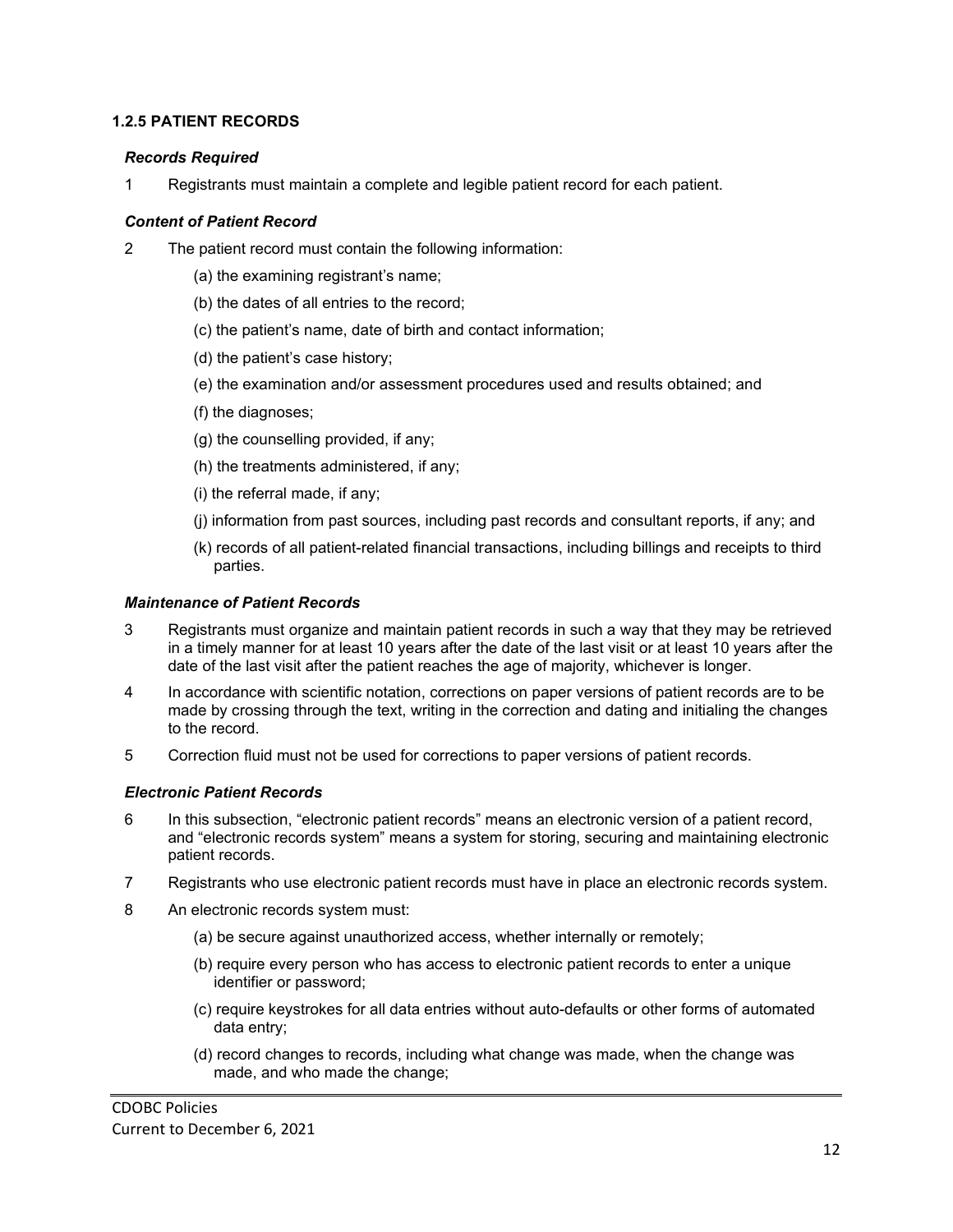### 1.2.5 PATIENT RECORDS

#### *Records Required*

1 Registrants must maintain a complete and legible patient record for each patient.

#### *Content of Patient Record*

2 The patient record must contain the following information:

(a) the examining registrant's name;

(b) the dates of all entries to the record;

(c) the patient's name, date of birth and contact information;

(d) the patient's case history;

(e) the examination and/or assessment procedures used and results obtained; and

(f) the diagnoses;

(g) the counselling provided, if any;

(h) the treatments administered, if any;

(i) the referral made, if any;

(j) information from past sources, including past records and consultant reports, if any; and

(k) records of all patient-related financial transactions, including billings and receipts to third parties.

#### *Maintenance of Patient Records*

3 Registrants must organize and maintain patient records in such a way that they may be retrieved in a timely manner for at least 10 years after the date of the last visit or at least 10 years after the date of the last visit after the patient reaches the age of majority, whichever is longer.

4 In accordance with scientific notation, corrections on paper versions of patient records are to be made by crossing through the text, writing in the correction and dating and initialing the changes to the record.

5 Correction fluid must not be used for corrections to paper versions of patient records.

#### *Electronic Patient Records*

6 In this subsection, "electronic patient records" means an electronic version of a patient record, and "electronic records system" means a system for storing, securing and maintaining electronic patient records.

7 Registrants who use electronic patient records must have in place an electronic records system.

8 An electronic records system must:

(a) be secure against unauthorized access, whether internally or remotely;

(b) require every person who has access to electronic patient records to enter a unique identifier or password;

(c) require keystrokes for all data entries without auto-defaults or other forms of automated data entry;

(d) record changes to records, including what change was made, when the change was made, and who made the change;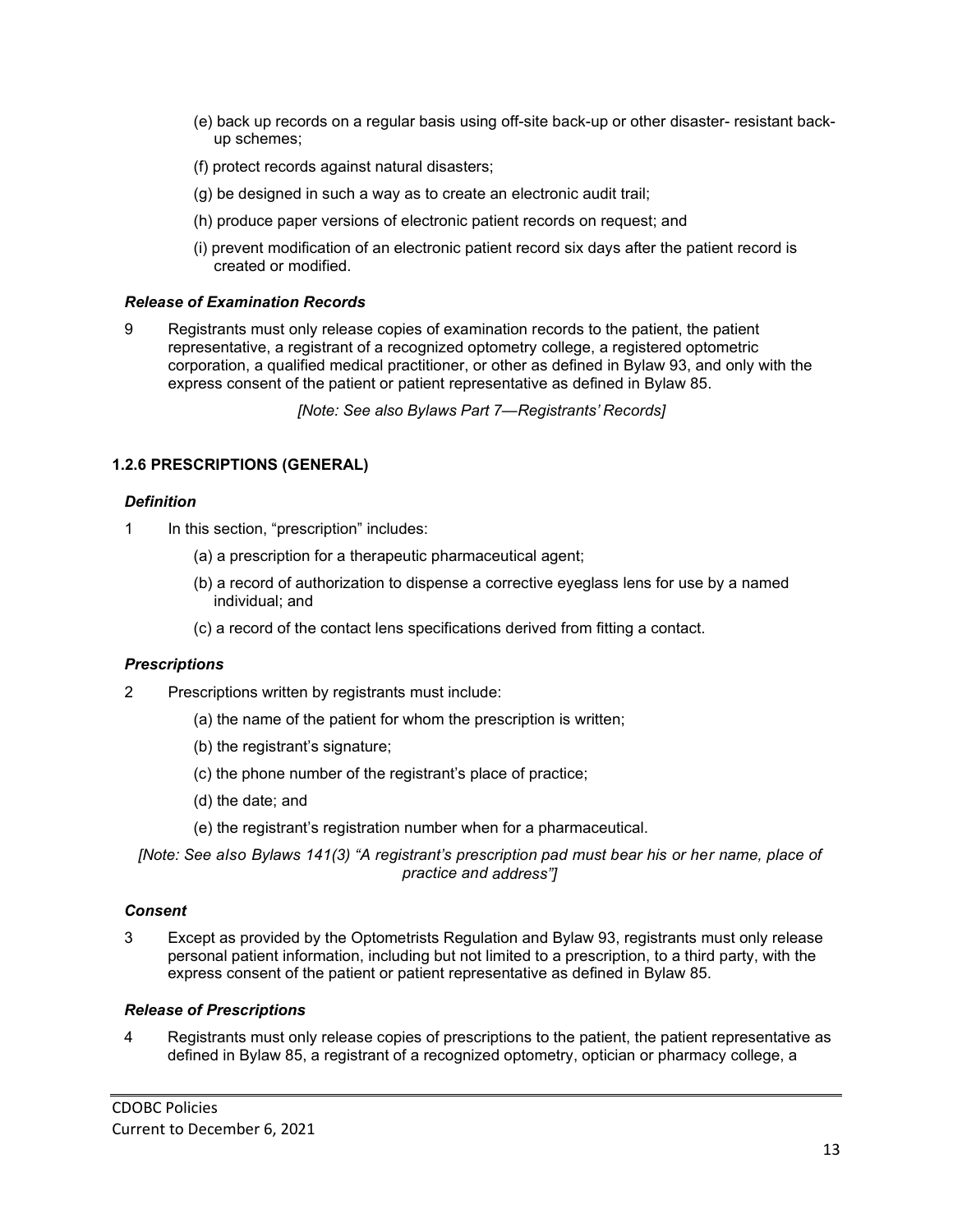(e) back up records on a regular basis using off-site back-up or other disaster- resistant back-up schemes;

(f) protect records against natural disasters;

(g) be designed in such a way as to create an electronic audit trail;

(h) produce paper versions of electronic patient records on request; and

(i) prevent modification of an electronic patient record six days after the patient record is created or modified.

***Release of Examination Records***

9 Registrants must only release copies of examination records to the patient, the patient representative, a registrant of a recognized optometry college, a registered optometric corporation, a qualified medical practitioner, or other as defined in Bylaw 93, and only with the express consent of the patient or patient representative as defined in Bylaw 85.

*[Note: See also Bylaws Part 7—Registrants' Records]*

### 1.2.6 PRESCRIPTIONS (GENERAL)

***Definition***

1 In this section, "prescription" includes:

(a) a prescription for a therapeutic pharmaceutical agent;

(b) a record of authorization to dispense a corrective eyeglass lens for use by a named individual; and

(c) a record of the contact lens specifications derived from fitting a contact.

***Prescriptions***

2 Prescriptions written by registrants must include:

(a) the name of the patient for whom the prescription is written;

(b) the registrant's signature;

(c) the phone number of the registrant's place of practice;

(d) the date; and

(e) the registrant's registration number when for a pharmaceutical.

*[Note: See also Bylaws 141(3) "A registrant's prescription pad must bear his or her name, place of practice and address"]*

***Consent***

3 Except as provided by the Optometrists Regulation and Bylaw 93, registrants must only release personal patient information, including but not limited to a prescription, to a third party, with the express consent of the patient or patient representative as defined in Bylaw 85.

***Release of Prescriptions***

4 Registrants must only release copies of prescriptions to the patient, the patient representative as defined in Bylaw 85, a registrant of a recognized optometry, optician or pharmacy college, a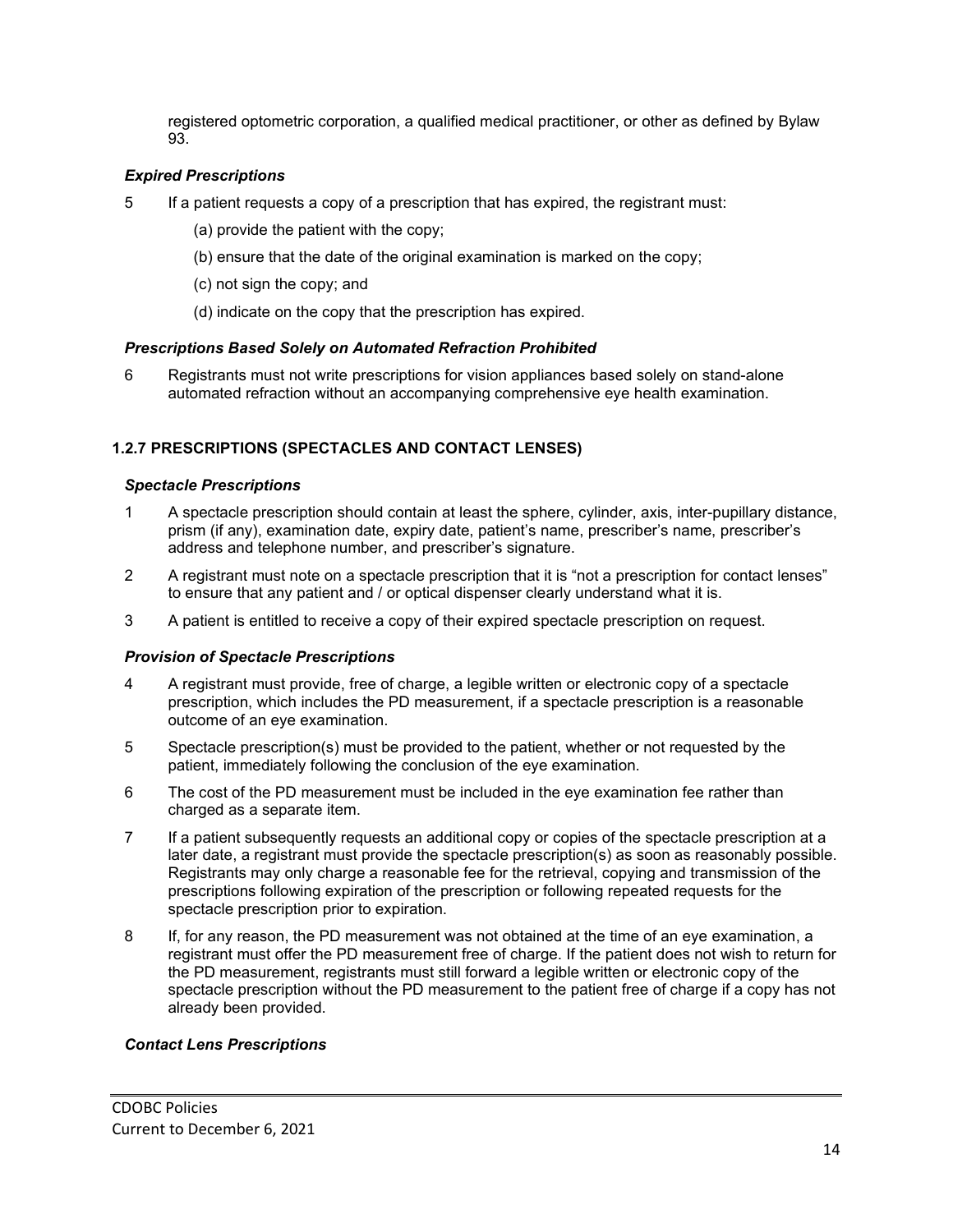registered optometric corporation, a qualified medical practitioner, or other as defined by Bylaw 93.

***Expired Prescriptions***

5 If a patient requests a copy of a prescription that has expired, the registrant must:

(a) provide the patient with the copy;

(b) ensure that the date of the original examination is marked on the copy;

(c) not sign the copy; and

(d) indicate on the copy that the prescription has expired.

***Prescriptions Based Solely on Automated Refraction Prohibited***

6 Registrants must not write prescriptions for vision appliances based solely on stand-alone automated refraction without an accompanying comprehensive eye health examination.

### 1.2.7 PRESCRIPTIONS (SPECTACLES AND CONTACT LENSES)

***Spectacle Prescriptions***

1 A spectacle prescription should contain at least the sphere, cylinder, axis, inter-pupillary distance, prism (if any), examination date, expiry date, patient's name, prescriber's name, prescriber's address and telephone number, and prescriber's signature.

2 A registrant must note on a spectacle prescription that it is "not a prescription for contact lenses" to ensure that any patient and / or optical dispenser clearly understand what it is.

3 A patient is entitled to receive a copy of their expired spectacle prescription on request.

***Provision of Spectacle Prescriptions***

4 A registrant must provide, free of charge, a legible written or electronic copy of a spectacle prescription, which includes the PD measurement, if a spectacle prescription is a reasonable outcome of an eye examination.

5 Spectacle prescription(s) must be provided to the patient, whether or not requested by the patient, immediately following the conclusion of the eye examination.

6 The cost of the PD measurement must be included in the eye examination fee rather than charged as a separate item.

7 If a patient subsequently requests an additional copy or copies of the spectacle prescription at a later date, a registrant must provide the spectacle prescription(s) as soon as reasonably possible. Registrants may only charge a reasonable fee for the retrieval, copying and transmission of the prescriptions following expiration of the prescription or following repeated requests for the spectacle prescription prior to expiration.

8 If, for any reason, the PD measurement was not obtained at the time of an eye examination, a registrant must offer the PD measurement free of charge. If the patient does not wish to return for the PD measurement, registrants must still forward a legible written or electronic copy of the spectacle prescription without the PD measurement to the patient free of charge if a copy has not already been provided.

***Contact Lens Prescriptions***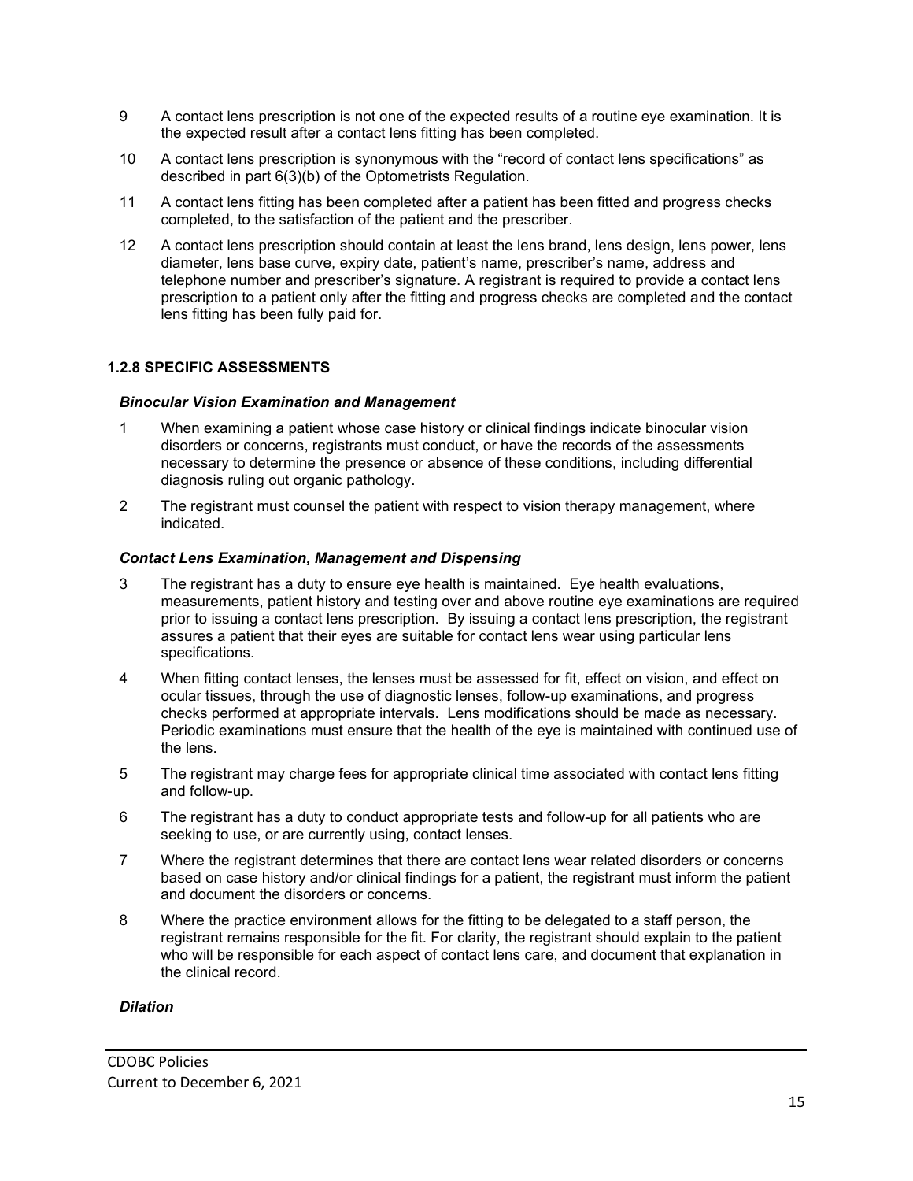9 A contact lens prescription is not one of the expected results of a routine eye examination. It is the expected result after a contact lens fitting has been completed.

10 A contact lens prescription is synonymous with the "record of contact lens specifications" as described in part 6(3)(b) of the Optometrists Regulation.

11 A contact lens fitting has been completed after a patient has been fitted and progress checks completed, to the satisfaction of the patient and the prescriber.

12 A contact lens prescription should contain at least the lens brand, lens design, lens power, lens diameter, lens base curve, expiry date, patient's name, prescriber's name, address and telephone number and prescriber's signature. A registrant is required to provide a contact lens prescription to a patient only after the fitting and progress checks are completed and the contact lens fitting has been fully paid for.

#### 1.2.8 SPECIFIC ASSESSMENTS

***Binocular Vision Examination and Management***

1 When examining a patient whose case history or clinical findings indicate binocular vision disorders or concerns, registrants must conduct, or have the records of the assessments necessary to determine the presence or absence of these conditions, including differential diagnosis ruling out organic pathology.

2 The registrant must counsel the patient with respect to vision therapy management, where indicated.

***Contact Lens Examination, Management and Dispensing***

3 The registrant has a duty to ensure eye health is maintained. Eye health evaluations, measurements, patient history and testing over and above routine eye examinations are required prior to issuing a contact lens prescription. By issuing a contact lens prescription, the registrant assures a patient that their eyes are suitable for contact lens wear using particular lens specifications.

4 When fitting contact lenses, the lenses must be assessed for fit, effect on vision, and effect on ocular tissues, through the use of diagnostic lenses, follow-up examinations, and progress checks performed at appropriate intervals. Lens modifications should be made as necessary. Periodic examinations must ensure that the health of the eye is maintained with continued use of the lens.

5 The registrant may charge fees for appropriate clinical time associated with contact lens fitting and follow-up.

6 The registrant has a duty to conduct appropriate tests and follow-up for all patients who are seeking to use, or are currently using, contact lenses.

7 Where the registrant determines that there are contact lens wear related disorders or concerns based on case history and/or clinical findings for a patient, the registrant must inform the patient and document the disorders or concerns.

8 Where the practice environment allows for the fitting to be delegated to a staff person, the registrant remains responsible for the fit. For clarity, the registrant should explain to the patient who will be responsible for each aspect of contact lens care, and document that explanation in the clinical record.

***Dilation***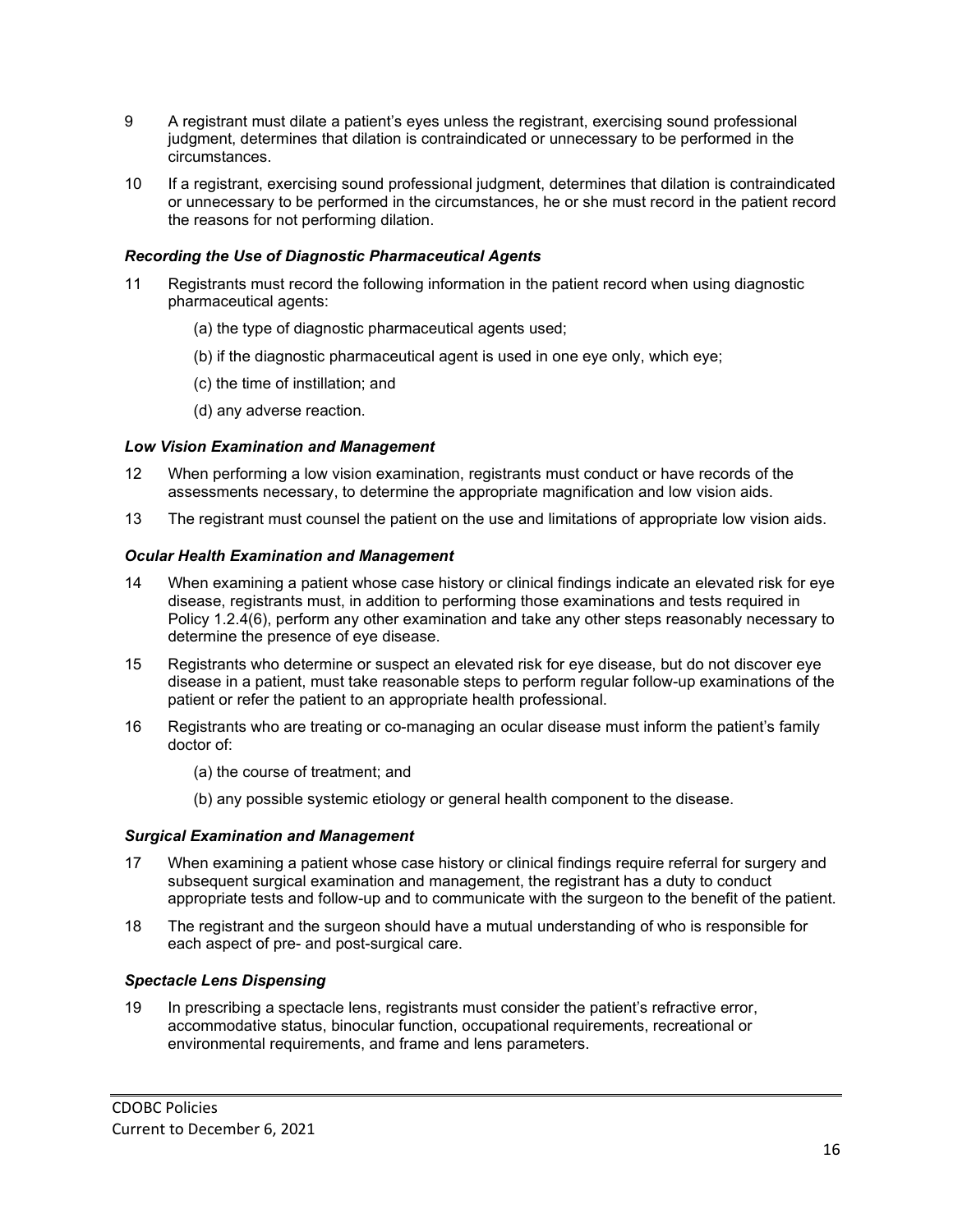9 A registrant must dilate a patient's eyes unless the registrant, exercising sound professional judgment, determines that dilation is contraindicated or unnecessary to be performed in the circumstances.

10 If a registrant, exercising sound professional judgment, determines that dilation is contraindicated or unnecessary to be performed in the circumstances, he or she must record in the patient record the reasons for not performing dilation.

***Recording the Use of Diagnostic Pharmaceutical Agents***

11 Registrants must record the following information in the patient record when using diagnostic pharmaceutical agents:

(a) the type of diagnostic pharmaceutical agents used;

(b) if the diagnostic pharmaceutical agent is used in one eye only, which eye;

(c) the time of instillation; and

(d) any adverse reaction.

***Low Vision Examination and Management***

12 When performing a low vision examination, registrants must conduct or have records of the assessments necessary, to determine the appropriate magnification and low vision aids.

13 The registrant must counsel the patient on the use and limitations of appropriate low vision aids.

***Ocular Health Examination and Management***

14 When examining a patient whose case history or clinical findings indicate an elevated risk for eye disease, registrants must, in addition to performing those examinations and tests required in Policy 1.2.4(6), perform any other examination and take any other steps reasonably necessary to determine the presence of eye disease.

15 Registrants who determine or suspect an elevated risk for eye disease, but do not discover eye disease in a patient, must take reasonable steps to perform regular follow-up examinations of the patient or refer the patient to an appropriate health professional.

16 Registrants who are treating or co-managing an ocular disease must inform the patient's family doctor of:

(a) the course of treatment; and

(b) any possible systemic etiology or general health component to the disease.

***Surgical Examination and Management***

17 When examining a patient whose case history or clinical findings require referral for surgery and subsequent surgical examination and management, the registrant has a duty to conduct appropriate tests and follow-up and to communicate with the surgeon to the benefit of the patient.

18 The registrant and the surgeon should have a mutual understanding of who is responsible for each aspect of pre- and post-surgical care.

***Spectacle Lens Dispensing***

19 In prescribing a spectacle lens, registrants must consider the patient's refractive error, accommodative status, binocular function, occupational requirements, recreational or environmental requirements, and frame and lens parameters.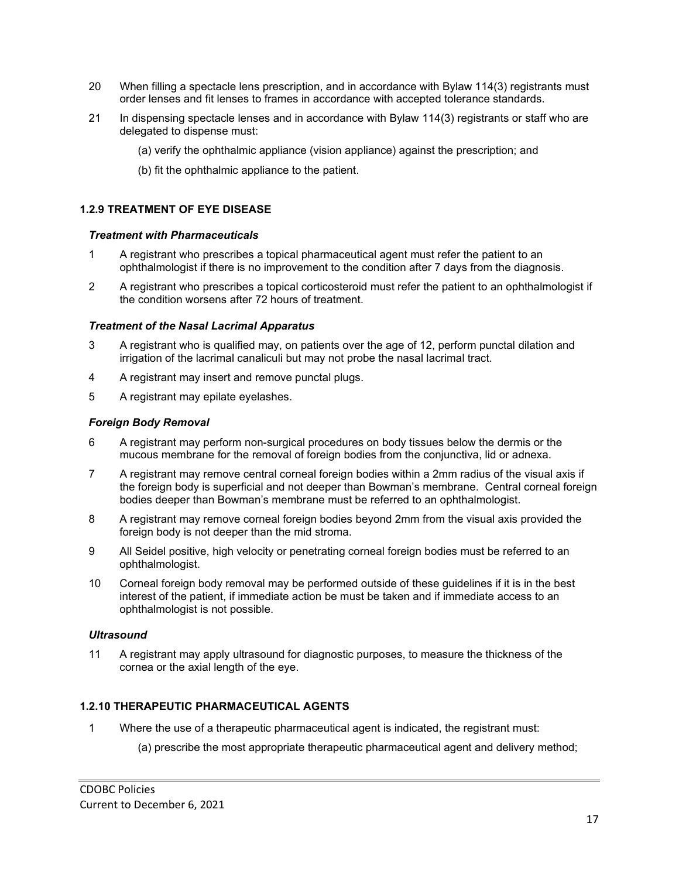20 When filling a spectacle lens prescription, and in accordance with Bylaw 114(3) registrants must order lenses and fit lenses to frames in accordance with accepted tolerance standards.

21 In dispensing spectacle lenses and in accordance with Bylaw 114(3) registrants or staff who are delegated to dispense must:

(a) verify the ophthalmic appliance (vision appliance) against the prescription; and

(b) fit the ophthalmic appliance to the patient.

### 1.2.9 TREATMENT OF EYE DISEASE

***Treatment with Pharmaceuticals***

1 A registrant who prescribes a topical pharmaceutical agent must refer the patient to an ophthalmologist if there is no improvement to the condition after 7 days from the diagnosis.

2 A registrant who prescribes a topical corticosteroid must refer the patient to an ophthalmologist if the condition worsens after 72 hours of treatment.

***Treatment of the Nasal Lacrimal Apparatus***

3 A registrant who is qualified may, on patients over the age of 12, perform punctal dilation and irrigation of the lacrimal canaliculi but may not probe the nasal lacrimal tract.

4 A registrant may insert and remove punctal plugs.

5 A registrant may epilate eyelashes.

***Foreign Body Removal***

6 A registrant may perform non-surgical procedures on body tissues below the dermis or the mucous membrane for the removal of foreign bodies from the conjunctiva, lid or adnexa.

7 A registrant may remove central corneal foreign bodies within a 2mm radius of the visual axis if the foreign body is superficial and not deeper than Bowman's membrane. Central corneal foreign bodies deeper than Bowman's membrane must be referred to an ophthalmologist.

8 A registrant may remove corneal foreign bodies beyond 2mm from the visual axis provided the foreign body is not deeper than the mid stroma.

9 All Seidel positive, high velocity or penetrating corneal foreign bodies must be referred to an ophthalmologist.

10 Corneal foreign body removal may be performed outside of these guidelines if it is in the best interest of the patient, if immediate action be must be taken and if immediate access to an ophthalmologist is not possible.

***Ultrasound***

11 A registrant may apply ultrasound for diagnostic purposes, to measure the thickness of the cornea or the axial length of the eye.

### 1.2.10 THERAPEUTIC PHARMACEUTICAL AGENTS

1 Where the use of a therapeutic pharmaceutical agent is indicated, the registrant must:

(a) prescribe the most appropriate therapeutic pharmaceutical agent and delivery method;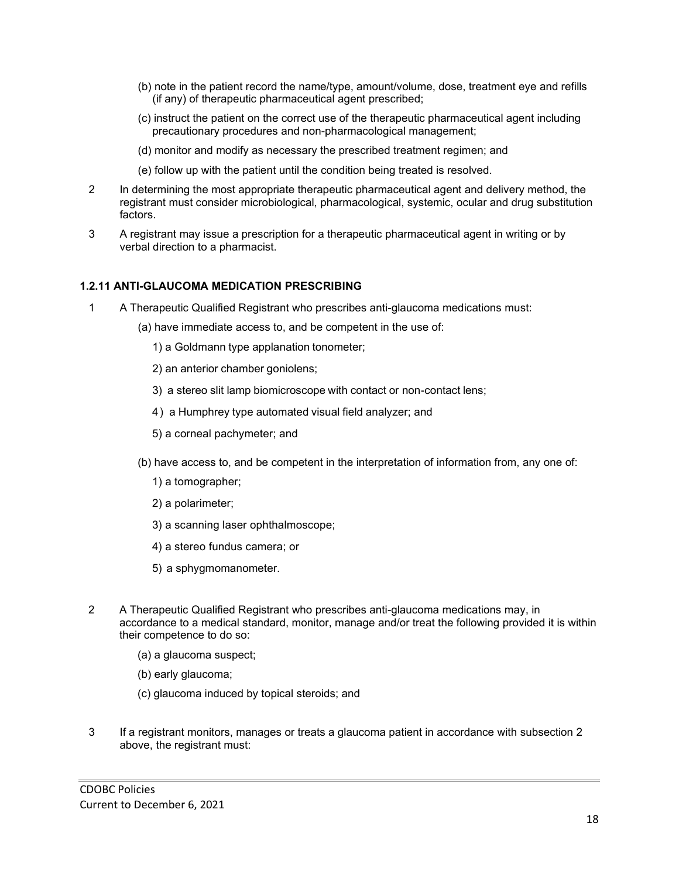(b) note in the patient record the name/type, amount/volume, dose, treatment eye and refills (if any) of therapeutic pharmaceutical agent prescribed;

(c) instruct the patient on the correct use of the therapeutic pharmaceutical agent including precautionary procedures and non-pharmacological management;

(d) monitor and modify as necessary the prescribed treatment regimen; and

(e) follow up with the patient until the condition being treated is resolved.

2 In determining the most appropriate therapeutic pharmaceutical agent and delivery method, the registrant must consider microbiological, pharmacological, systemic, ocular and drug substitution factors.

3 A registrant may issue a prescription for a therapeutic pharmaceutical agent in writing or by verbal direction to a pharmacist.

### 1.2.11 ANTI-GLAUCOMA MEDICATION PRESCRIBING

1 A Therapeutic Qualified Registrant who prescribes anti-glaucoma medications must:

(a) have immediate access to, and be competent in the use of:

1) a Goldmann type applanation tonometer;

2) an anterior chamber goniolens;

3) a stereo slit lamp biomicroscope with contact or non-contact lens;

4) a Humphrey type automated visual field analyzer; and

5) a corneal pachymeter; and

(b) have access to, and be competent in the interpretation of information from, any one of:

1) a tomographer;

2) a polarimeter;

3) a scanning laser ophthalmoscope;

4) a stereo fundus camera; or

5) a sphygmomanometer.

2 A Therapeutic Qualified Registrant who prescribes anti-glaucoma medications may, in accordance to a medical standard, monitor, manage and/or treat the following provided it is within their competence to do so:

(a) a glaucoma suspect;

(b) early glaucoma;

(c) glaucoma induced by topical steroids; and

3 If a registrant monitors, manages or treats a glaucoma patient in accordance with subsection 2 above, the registrant must: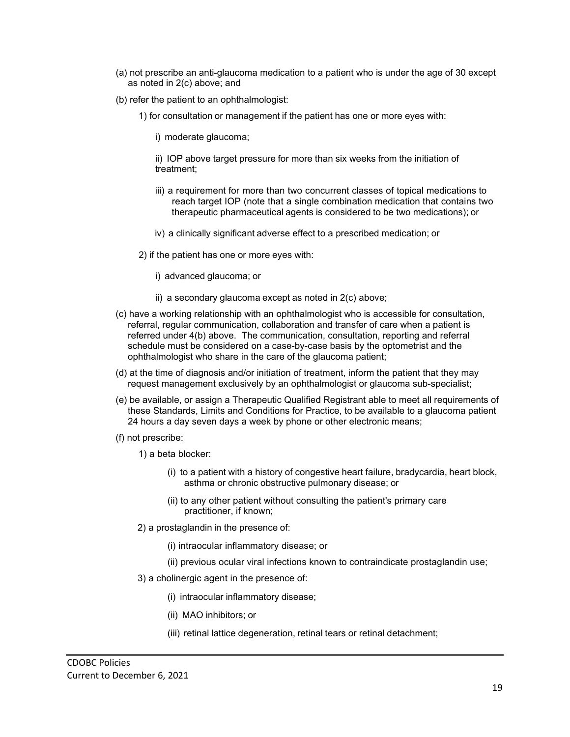(a) not prescribe an anti-glaucoma medication to a patient who is under the age of 30 except as noted in 2(c) above; and

(b) refer the patient to an ophthalmologist:

   1) for consultation or management if the patient has one or more eyes with:

      i) moderate glaucoma;

      ii) IOP above target pressure for more than six weeks from the initiation of treatment;

      iii) a requirement for more than two concurrent classes of topical medications to reach target IOP (note that a single combination medication that contains two therapeutic pharmaceutical agents is considered to be two medications); or

      iv) a clinically significant adverse effect to a prescribed medication; or

   2) if the patient has one or more eyes with:

      i) advanced glaucoma; or

      ii) a secondary glaucoma except as noted in 2(c) above;

(c) have a working relationship with an ophthalmologist who is accessible for consultation, referral, regular communication, collaboration and transfer of care when a patient is referred under 4(b) above. The communication, consultation, reporting and referral schedule must be considered on a case-by-case basis by the optometrist and the ophthalmologist who share in the care of the glaucoma patient;

(d) at the time of diagnosis and/or initiation of treatment, inform the patient that they may request management exclusively by an ophthalmologist or glaucoma sub-specialist;

(e) be available, or assign a Therapeutic Qualified Registrant able to meet all requirements of these Standards, Limits and Conditions for Practice, to be available to a glaucoma patient 24 hours a day seven days a week by phone or other electronic means;

(f) not prescribe:

   1) a beta blocker:

      (i) to a patient with a history of congestive heart failure, bradycardia, heart block, asthma or chronic obstructive pulmonary disease; or

      (ii) to any other patient without consulting the patient's primary care practitioner, if known;

   2) a prostaglandin in the presence of:

      (i) intraocular inflammatory disease; or

      (ii) previous ocular viral infections known to contraindicate prostaglandin use;

   3) a cholinergic agent in the presence of:

      (i) intraocular inflammatory disease;

      (ii) MAO inhibitors; or

      (iii) retinal lattice degeneration, retinal tears or retinal detachment;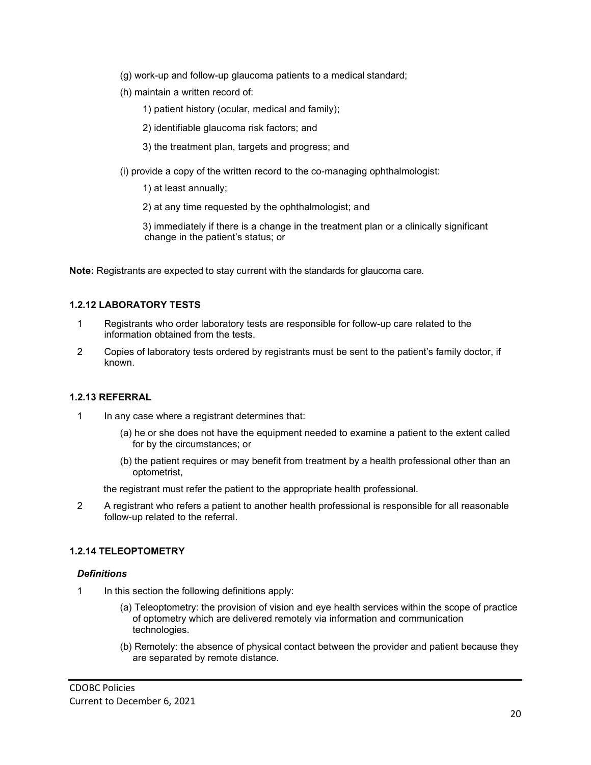(g) work-up and follow-up glaucoma patients to a medical standard;

(h) maintain a written record of:

1) patient history (ocular, medical and family);

2) identifiable glaucoma risk factors; and

3) the treatment plan, targets and progress; and

(i) provide a copy of the written record to the co-managing ophthalmologist:

1) at least annually;

2) at any time requested by the ophthalmologist; and

3) immediately if there is a change in the treatment plan or a clinically significant change in the patient's status; or

**Note:** Registrants are expected to stay current with the standards for glaucoma care.

### 1.2.12 LABORATORY TESTS

1 Registrants who order laboratory tests are responsible for follow-up care related to the information obtained from the tests.

2 Copies of laboratory tests ordered by registrants must be sent to the patient's family doctor, if known.

### 1.2.13 REFERRAL

1 In any case where a registrant determines that:

(a) he or she does not have the equipment needed to examine a patient to the extent called for by the circumstances; or

(b) the patient requires or may benefit from treatment by a health professional other than an optometrist,

the registrant must refer the patient to the appropriate health professional.

2 A registrant who refers a patient to another health professional is responsible for all reasonable follow-up related to the referral.

### 1.2.14 TELEOPTOMETRY

***Definitions***

1 In this section the following definitions apply:

(a) Teleoptometry: the provision of vision and eye health services within the scope of practice of optometry which are delivered remotely via information and communication technologies.

(b) Remotely: the absence of physical contact between the provider and patient because they are separated by remote distance.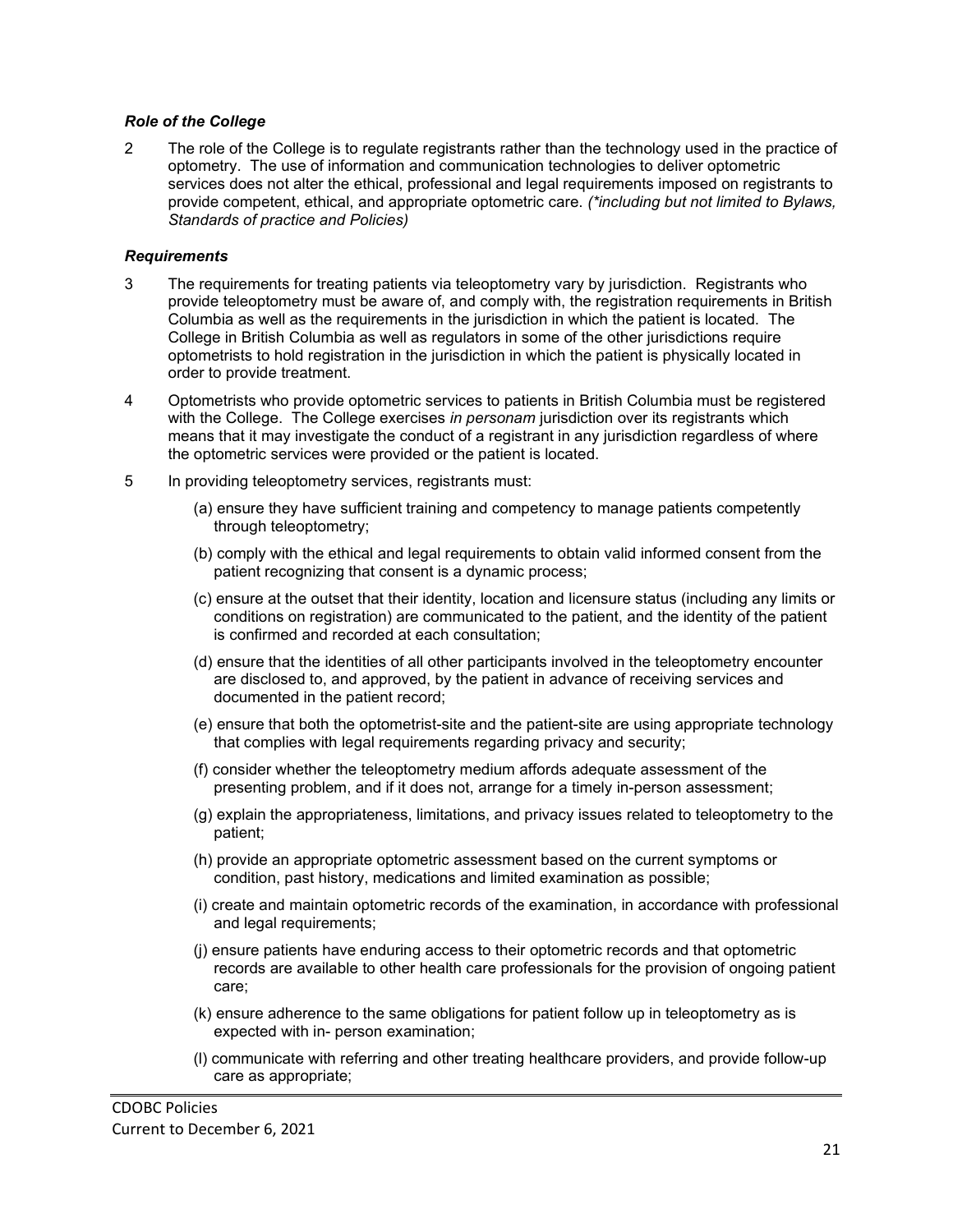### *Role of the College*

2 The role of the College is to regulate registrants rather than the technology used in the practice of optometry. The use of information and communication technologies to deliver optometric services does not alter the ethical, professional and legal requirements imposed on registrants to provide competent, ethical, and appropriate optometric care. *(\*including but not limited to Bylaws, Standards of practice and Policies)*

### *Requirements*

3 The requirements for treating patients via teleoptometry vary by jurisdiction. Registrants who provide teleoptometry must be aware of, and comply with, the registration requirements in British Columbia as well as the requirements in the jurisdiction in which the patient is located. The College in British Columbia as well as regulators in some of the other jurisdictions require optometrists to hold registration in the jurisdiction in which the patient is physically located in order to provide treatment.

4 Optometrists who provide optometric services to patients in British Columbia must be registered with the College. The College exercises *in personam* jurisdiction over its registrants which means that it may investigate the conduct of a registrant in any jurisdiction regardless of where the optometric services were provided or the patient is located.

5 In providing teleoptometry services, registrants must:

(a) ensure they have sufficient training and competency to manage patients competently through teleoptometry;

(b) comply with the ethical and legal requirements to obtain valid informed consent from the patient recognizing that consent is a dynamic process;

(c) ensure at the outset that their identity, location and licensure status (including any limits or conditions on registration) are communicated to the patient, and the identity of the patient is confirmed and recorded at each consultation;

(d) ensure that the identities of all other participants involved in the teleoptometry encounter are disclosed to, and approved, by the patient in advance of receiving services and documented in the patient record;

(e) ensure that both the optometrist-site and the patient-site are using appropriate technology that complies with legal requirements regarding privacy and security;

(f) consider whether the teleoptometry medium affords adequate assessment of the presenting problem, and if it does not, arrange for a timely in-person assessment;

(g) explain the appropriateness, limitations, and privacy issues related to teleoptometry to the patient;

(h) provide an appropriate optometric assessment based on the current symptoms or condition, past history, medications and limited examination as possible;

(i) create and maintain optometric records of the examination, in accordance with professional and legal requirements;

(j) ensure patients have enduring access to their optometric records and that optometric records are available to other health care professionals for the provision of ongoing patient care;

(k) ensure adherence to the same obligations for patient follow up in teleoptometry as is expected with in- person examination;

(l) communicate with referring and other treating healthcare providers, and provide follow-up care as appropriate;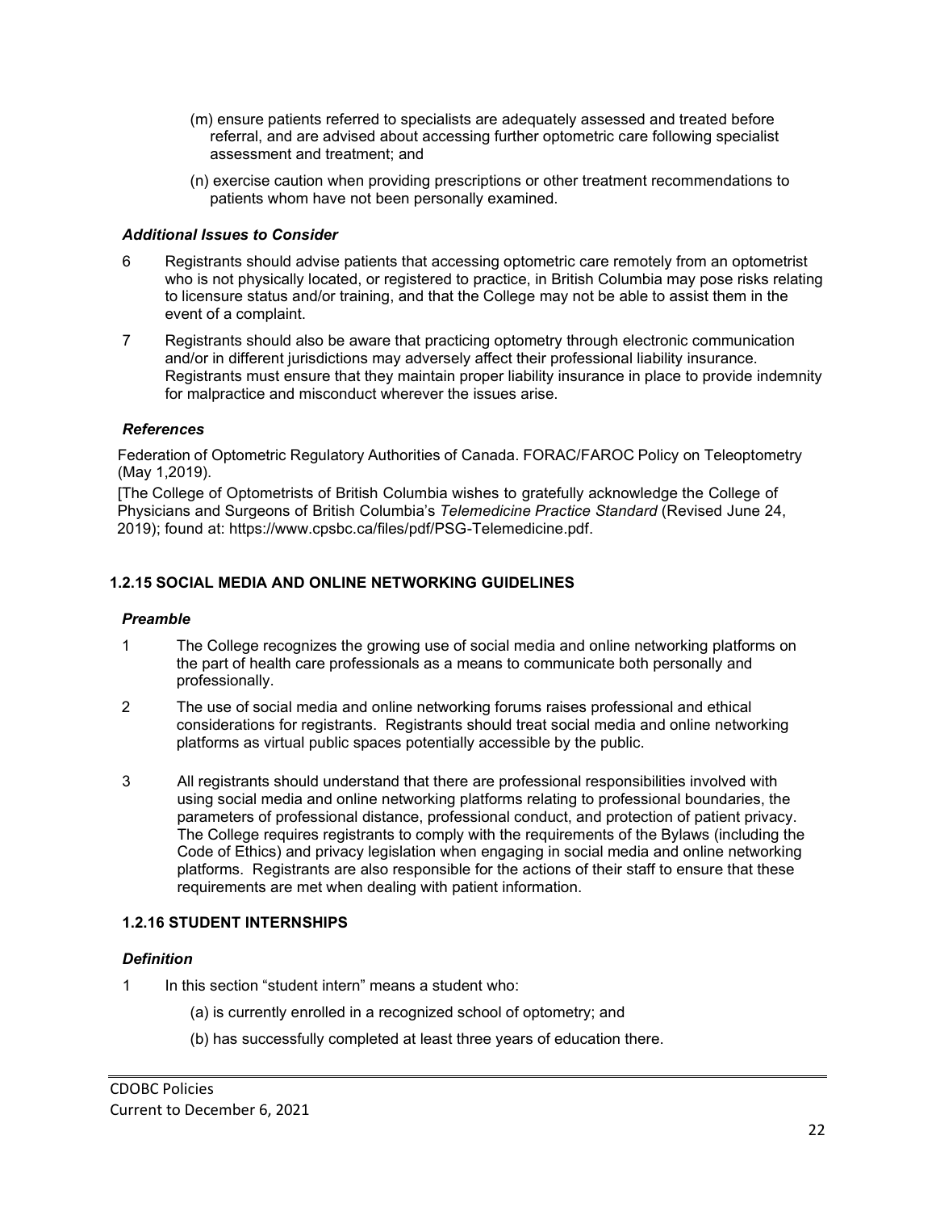(m) ensure patients referred to specialists are adequately assessed and treated before referral, and are advised about accessing further optometric care following specialist assessment and treatment; and

(n) exercise caution when providing prescriptions or other treatment recommendations to patients whom have not been personally examined.

#### *Additional Issues to Consider*

6 Registrants should advise patients that accessing optometric care remotely from an optometrist who is not physically located, or registered to practice, in British Columbia may pose risks relating to licensure status and/or training, and that the College may not be able to assist them in the event of a complaint.

7 Registrants should also be aware that practicing optometry through electronic communication and/or in different jurisdictions may adversely affect their professional liability insurance. Registrants must ensure that they maintain proper liability insurance in place to provide indemnity for malpractice and misconduct wherever the issues arise.

#### *References*

Federation of Optometric Regulatory Authorities of Canada. FORAC/FAROC Policy on Teleoptometry (May 1,2019).

[The College of Optometrists of British Columbia wishes to gratefully acknowledge the College of Physicians and Surgeons of British Columbia's *Telemedicine Practice Standard* (Revised June 24, 2019); found at: https://www.cpsbc.ca/files/pdf/PSG-Telemedicine.pdf.

### 1.2.15 SOCIAL MEDIA AND ONLINE NETWORKING GUIDELINES

#### *Preamble*

1 The College recognizes the growing use of social media and online networking platforms on the part of health care professionals as a means to communicate both personally and professionally.

2 The use of social media and online networking forums raises professional and ethical considerations for registrants. Registrants should treat social media and online networking platforms as virtual public spaces potentially accessible by the public.

3 All registrants should understand that there are professional responsibilities involved with using social media and online networking platforms relating to professional boundaries, the parameters of professional distance, professional conduct, and protection of patient privacy. The College requires registrants to comply with the requirements of the Bylaws (including the Code of Ethics) and privacy legislation when engaging in social media and online networking platforms. Registrants are also responsible for the actions of their staff to ensure that these requirements are met when dealing with patient information.

### 1.2.16 STUDENT INTERNSHIPS

#### *Definition*

1 In this section "student intern" means a student who:

(a) is currently enrolled in a recognized school of optometry; and

(b) has successfully completed at least three years of education there.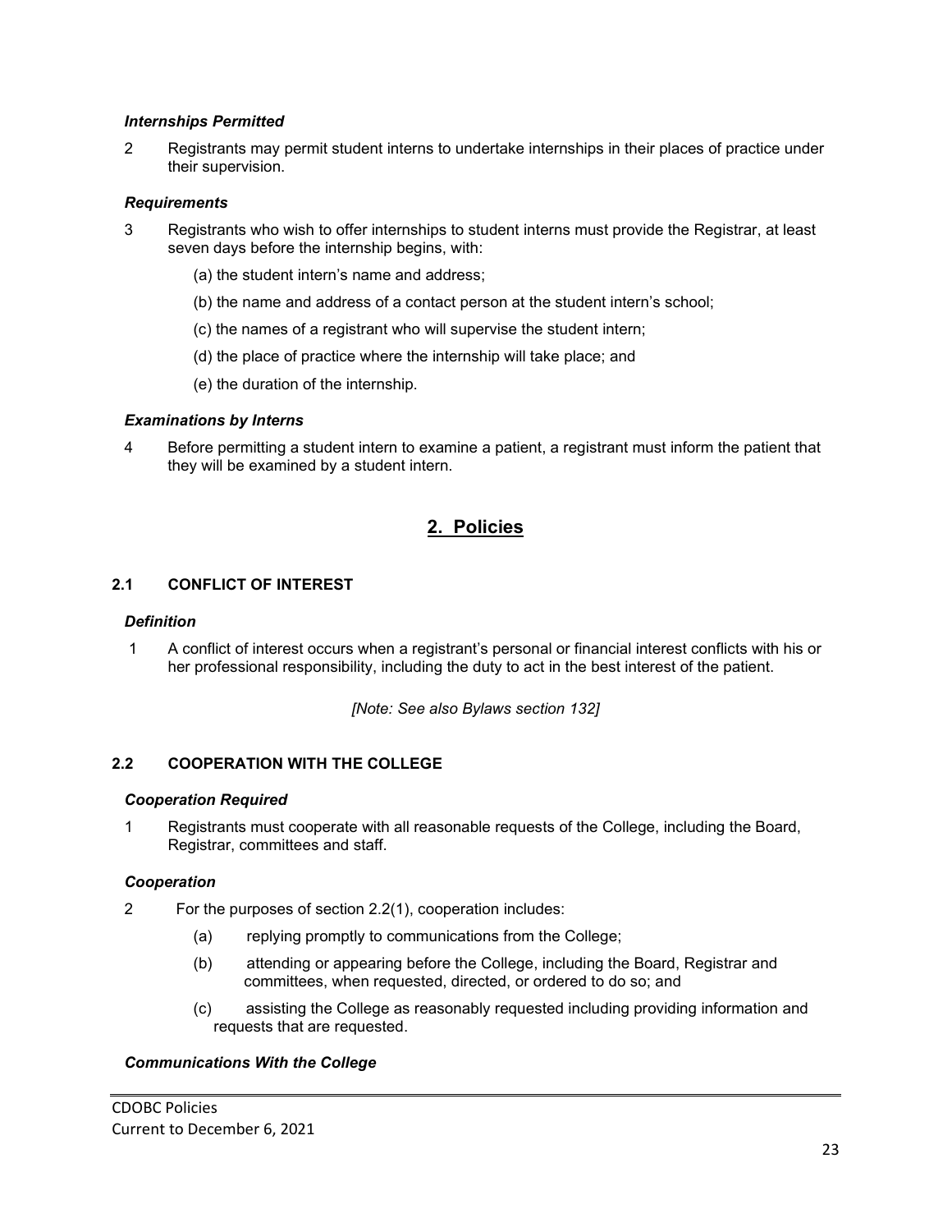### *Internships Permitted*

2 Registrants may permit student interns to undertake internships in their places of practice under their supervision.

### *Requirements*

3 Registrants who wish to offer internships to student interns must provide the Registrar, at least seven days before the internship begins, with:

(a) the student intern's name and address;

(b) the name and address of a contact person at the student intern's school;

(c) the names of a registrant who will supervise the student intern;

(d) the place of practice where the internship will take place; and

(e) the duration of the internship.

### *Examinations by Interns*

4 Before permitting a student intern to examine a patient, a registrant must inform the patient that they will be examined by a student intern.

# 2. Policies

## 2.1 CONFLICT OF INTEREST

### *Definition*

1 A conflict of interest occurs when a registrant's personal or financial interest conflicts with his or her professional responsibility, including the duty to act in the best interest of the patient.

*[Note: See also Bylaws section 132]*

## 2.2 COOPERATION WITH THE COLLEGE

### *Cooperation Required*

1 Registrants must cooperate with all reasonable requests of the College, including the Board, Registrar, committees and staff.

### *Cooperation*

2 For the purposes of section 2.2(1), cooperation includes:

(a) replying promptly to communications from the College;

(b) attending or appearing before the College, including the Board, Registrar and committees, when requested, directed, or ordered to do so; and

(c) assisting the College as reasonably requested including providing information and requests that are requested.

### *Communications With the College*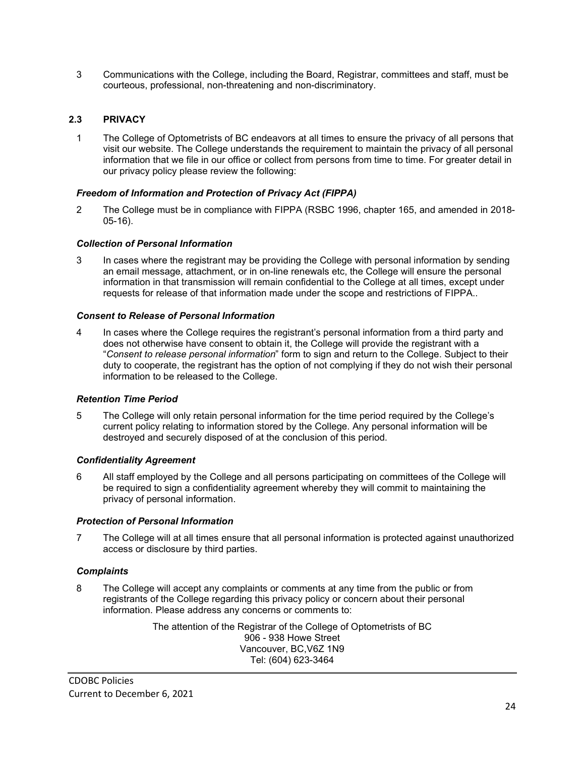3 Communications with the College, including the Board, Registrar, committees and staff, must be courteous, professional, non-threatening and non-discriminatory.

## 2.3 PRIVACY

1 The College of Optometrists of BC endeavors at all times to ensure the privacy of all persons that visit our website. The College understands the requirement to maintain the privacy of all personal information that we file in our office or collect from persons from time to time. For greater detail in our privacy policy please review the following:

### *Freedom of Information and Protection of Privacy Act (FIPPA)*

2 The College must be in compliance with FIPPA (RSBC 1996, chapter 165, and amended in 2018-05-16).

### *Collection of Personal Information*

3 In cases where the registrant may be providing the College with personal information by sending an email message, attachment, or in on-line renewals etc, the College will ensure the personal information in that transmission will remain confidential to the College at all times, except under requests for release of that information made under the scope and restrictions of FIPPA..

### *Consent to Release of Personal Information*

4 In cases where the College requires the registrant's personal information from a third party and does not otherwise have consent to obtain it, the College will provide the registrant with a "*Consent to release personal information*" form to sign and return to the College. Subject to their duty to cooperate, the registrant has the option of not complying if they do not wish their personal information to be released to the College.

### *Retention Time Period*

5 The College will only retain personal information for the time period required by the College's current policy relating to information stored by the College. Any personal information will be destroyed and securely disposed of at the conclusion of this period.

### *Confidentiality Agreement*

6 All staff employed by the College and all persons participating on committees of the College will be required to sign a confidentiality agreement whereby they will commit to maintaining the privacy of personal information.

### *Protection of Personal Information*

7 The College will at all times ensure that all personal information is protected against unauthorized access or disclosure by third parties.

### *Complaints*

8 The College will accept any complaints or comments at any time from the public or from registrants of the College regarding this privacy policy or concern about their personal information. Please address any concerns or comments to:

The attention of the Registrar of the College of Optometrists of BC
906 - 938 Howe Street
Vancouver, BC,V6Z 1N9
Tel: (604) 623-3464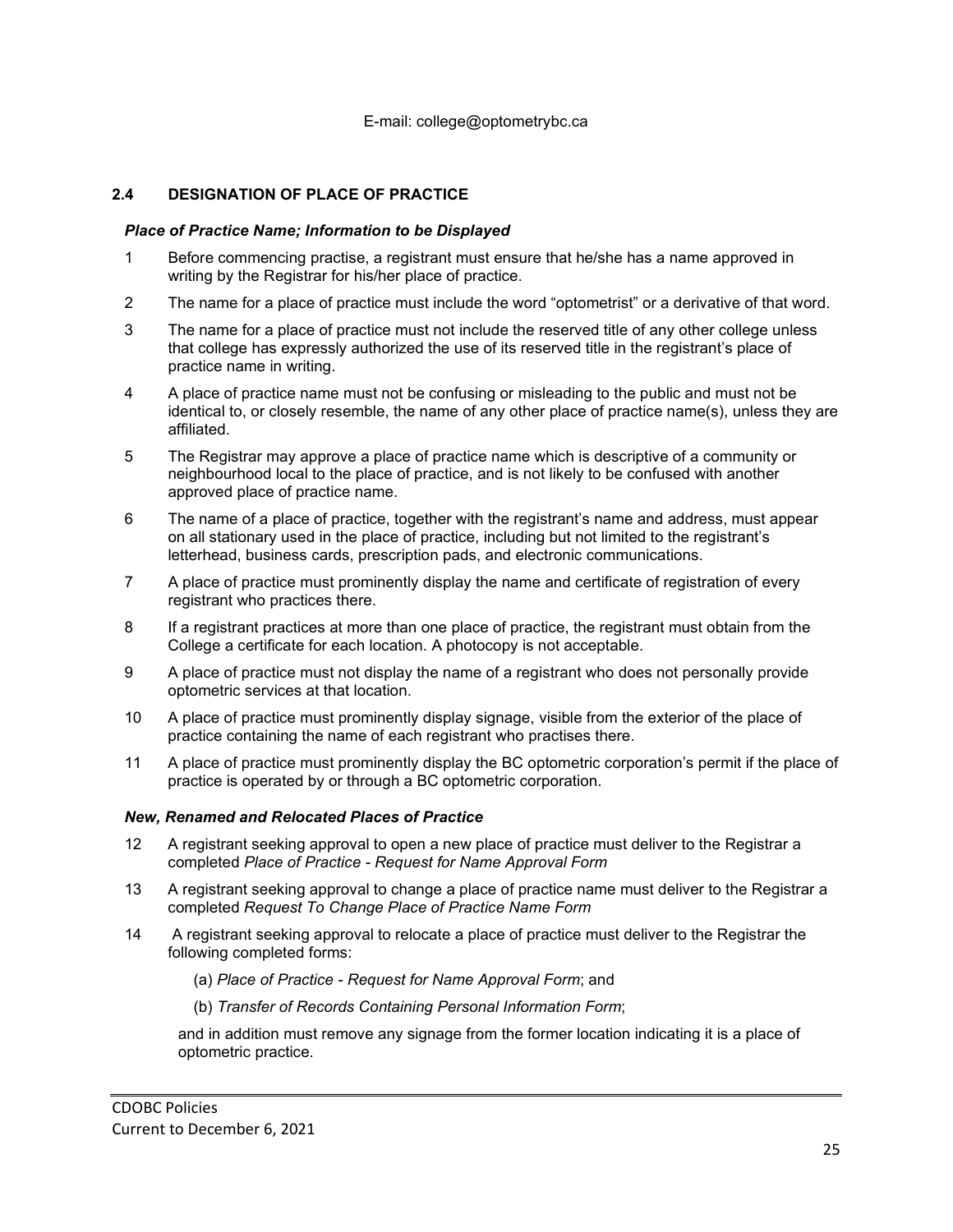E-mail: college@optometrybc.ca

## 2.4 DESIGNATION OF PLACE OF PRACTICE

### *Place of Practice Name; Information to be Displayed*

1 Before commencing practise, a registrant must ensure that he/she has a name approved in writing by the Registrar for his/her place of practice.

2 The name for a place of practice must include the word "optometrist" or a derivative of that word.

3 The name for a place of practice must not include the reserved title of any other college unless that college has expressly authorized the use of its reserved title in the registrant's place of practice name in writing.

4 A place of practice name must not be confusing or misleading to the public and must not be identical to, or closely resemble, the name of any other place of practice name(s), unless they are affiliated.

5 The Registrar may approve a place of practice name which is descriptive of a community or neighbourhood local to the place of practice, and is not likely to be confused with another approved place of practice name.

6 The name of a place of practice, together with the registrant's name and address, must appear on all stationary used in the place of practice, including but not limited to the registrant's letterhead, business cards, prescription pads, and electronic communications.

7 A place of practice must prominently display the name and certificate of registration of every registrant who practices there.

8 If a registrant practices at more than one place of practice, the registrant must obtain from the College a certificate for each location. A photocopy is not acceptable.

9 A place of practice must not display the name of a registrant who does not personally provide optometric services at that location.

10 A place of practice must prominently display signage, visible from the exterior of the place of practice containing the name of each registrant who practises there.

11 A place of practice must prominently display the BC optometric corporation's permit if the place of practice is operated by or through a BC optometric corporation.

### *New, Renamed and Relocated Places of Practice*

12 A registrant seeking approval to open a new place of practice must deliver to the Registrar a completed *Place of Practice - Request for Name Approval Form*

13 A registrant seeking approval to change a place of practice name must deliver to the Registrar a completed *Request To Change Place of Practice Name Form*

14 A registrant seeking approval to relocate a place of practice must deliver to the Registrar the following completed forms:

(a) *Place of Practice - Request for Name Approval Form*; and

(b) *Transfer of Records Containing Personal Information Form*;

and in addition must remove any signage from the former location indicating it is a place of optometric practice.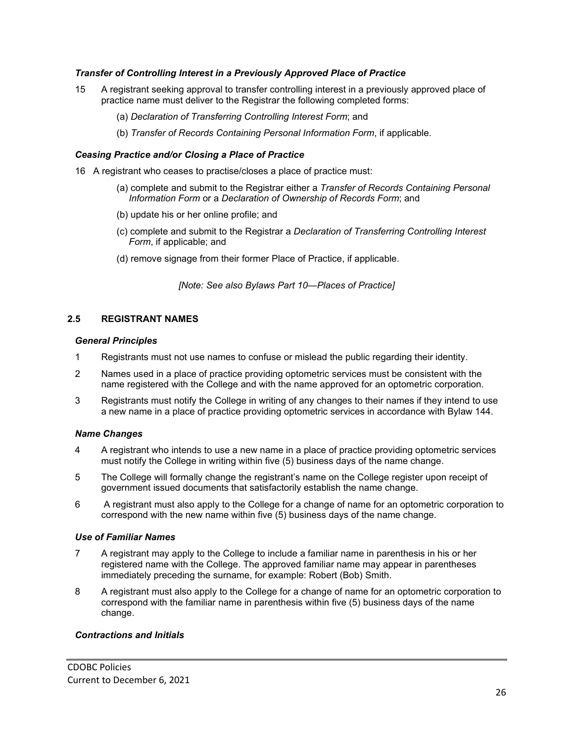### *Transfer of Controlling Interest in a Previously Approved Place of Practice*

15 A registrant seeking approval to transfer controlling interest in a previously approved place of practice name must deliver to the Registrar the following completed forms:

(a) *Declaration of Transferring Controlling Interest Form*; and

(b) *Transfer of Records Containing Personal Information Form*, if applicable.

### *Ceasing Practice and/or Closing a Place of Practice*

16 A registrant who ceases to practise/closes a place of practice must:

(a) complete and submit to the Registrar either a *Transfer of Records Containing Personal Information Form* or a *Declaration of Ownership of Records Form*; and

(b) update his or her online profile; and

(c) complete and submit to the Registrar a *Declaration of Transferring Controlling Interest Form*, if applicable; and

(d) remove signage from their former Place of Practice, if applicable.

*[Note: See also Bylaws Part 10—Places of Practice]*

## 2.5 REGISTRANT NAMES

### *General Principles*

1 Registrants must not use names to confuse or mislead the public regarding their identity.

2 Names used in a place of practice providing optometric services must be consistent with the name registered with the College and with the name approved for an optometric corporation.

3 Registrants must notify the College in writing of any changes to their names if they intend to use a new name in a place of practice providing optometric services in accordance with Bylaw 144.

### *Name Changes*

4 A registrant who intends to use a new name in a place of practice providing optometric services must notify the College in writing within five (5) business days of the name change.

5 The College will formally change the registrant's name on the College register upon receipt of government issued documents that satisfactorily establish the name change.

6 A registrant must also apply to the College for a change of name for an optometric corporation to correspond with the new name within five (5) business days of the name change.

### *Use of Familiar Names*

7 A registrant may apply to the College to include a familiar name in parenthesis in his or her registered name with the College. The approved familiar name may appear in parentheses immediately preceding the surname, for example: Robert (Bob) Smith.

8 A registrant must also apply to the College for a change of name for an optometric corporation to correspond with the familiar name in parenthesis within five (5) business days of the name change.

### *Contractions and Initials*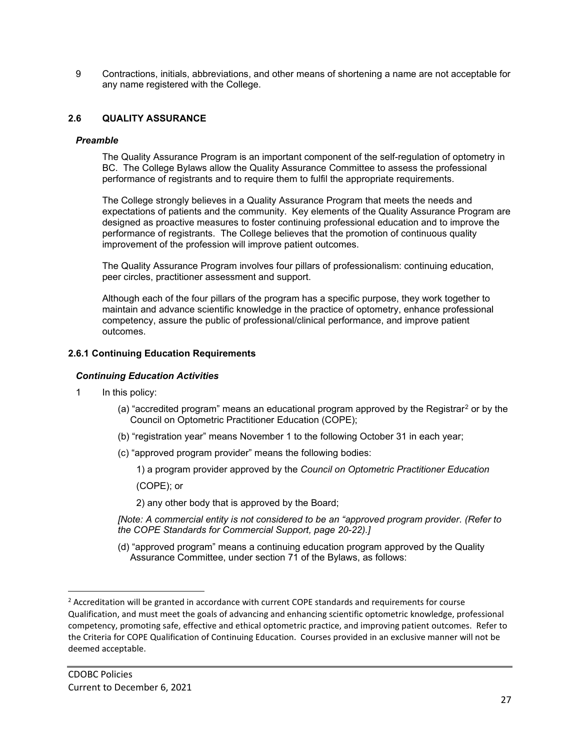9 Contractions, initials, abbreviations, and other means of shortening a name are not acceptable for any name registered with the College.

## 2.6 QUALITY ASSURANCE

### *Preamble*

The Quality Assurance Program is an important component of the self-regulation of optometry in BC. The College Bylaws allow the Quality Assurance Committee to assess the professional performance of registrants and to require them to fulfil the appropriate requirements.

The College strongly believes in a Quality Assurance Program that meets the needs and expectations of patients and the community. Key elements of the Quality Assurance Program are designed as proactive measures to foster continuing professional education and to improve the performance of registrants. The College believes that the promotion of continuous quality improvement of the profession will improve patient outcomes.

The Quality Assurance Program involves four pillars of professionalism: continuing education, peer circles, practitioner assessment and support.

Although each of the four pillars of the program has a specific purpose, they work together to maintain and advance scientific knowledge in the practice of optometry, enhance professional competency, assure the public of professional/clinical performance, and improve patient outcomes.

### 2.6.1 Continuing Education Requirements

#### *Continuing Education Activities*

1 In this policy:

(a) "accredited program" means an educational program approved by the Registrar[2] or by the Council on Optometric Practitioner Education (COPE);

(b) "registration year" means November 1 to the following October 31 in each year;

(c) "approved program provider" means the following bodies:

1) a program provider approved by the *Council on Optometric Practitioner Education* (COPE); or

2) any other body that is approved by the Board;

*[Note: A commercial entity is not considered to be an "approved program provider. (Refer to the COPE Standards for Commercial Support, page 20-22).]*

(d) "approved program" means a continuing education program approved by the Quality Assurance Committee, under section 71 of the Bylaws, as follows:

---

[2] Accreditation will be granted in accordance with current COPE standards and requirements for course Qualification, and must meet the goals of advancing and enhancing scientific optometric knowledge, professional competency, promoting safe, effective and ethical optometric practice, and improving patient outcomes. Refer to the Criteria for COPE Qualification of Continuing Education. Courses provided in an exclusive manner will not be deemed acceptable.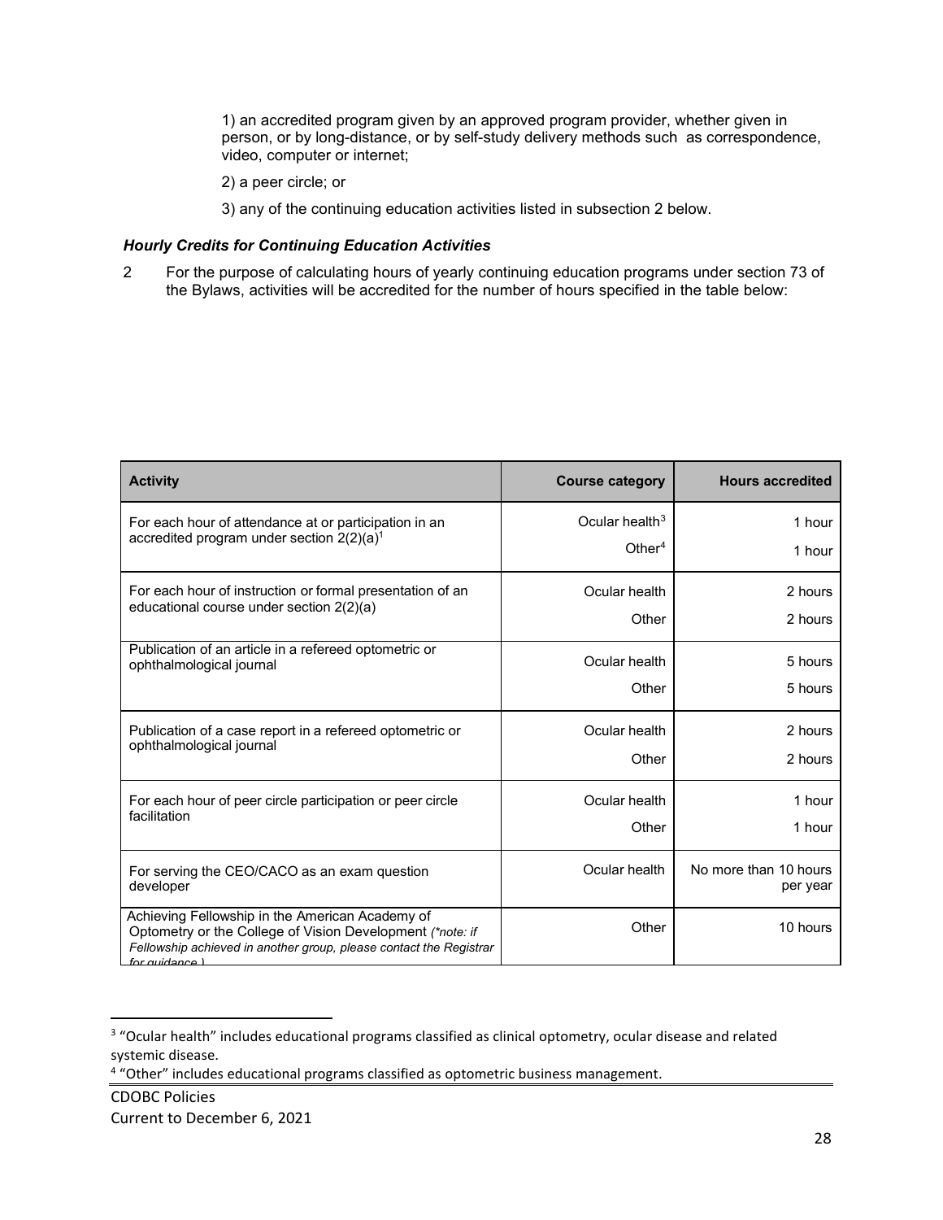1) an accredited program given by an approved program provider, whether given in person, or by long-distance, or by self-study delivery methods such as correspondence, video, computer or internet;

2) a peer circle; or

3) any of the continuing education activities listed in subsection 2 below.

***Hourly Credits for Continuing Education Activities***

2 For the purpose of calculating hours of yearly continuing education programs under section 73 of the Bylaws, activities will be accredited for the number of hours specified in the table below:

| Activity | Course category | Hours accredited |
|---|---|---|
| For each hour of attendance at or participation in an accredited program under section 2(2)(a)[1] | Ocular health[3]<br>Other[4] | 1 hour<br>1 hour |
| For each hour of instruction or formal presentation of an educational course under section 2(2)(a) | Ocular health<br>Other | 2 hours<br>2 hours |
| Publication of an article in a refereed optometric or ophthalmological journal | Ocular health<br>Other | 5 hours<br>5 hours |
| Publication of a case report in a refereed optometric or ophthalmological journal | Ocular health<br>Other | 2 hours<br>2 hours |
| For each hour of peer circle participation or peer circle facilitation | Ocular health<br>Other | 1 hour<br>1 hour |
| For serving the CEO/CACO as an exam question developer | Ocular health | No more than 10 hours per year |
| Achieving Fellowship in the American Academy of Optometry or the College of Vision Development *(\*note: if Fellowship achieved in another group, please contact the Registrar for guidance.)* | Other | 10 hours |

[3] "Ocular health" includes educational programs classified as clinical optometry, ocular disease and related systemic disease.

[4] "Other" includes educational programs classified as optometric business management.

CDOBC Policies
Current to December 6, 2021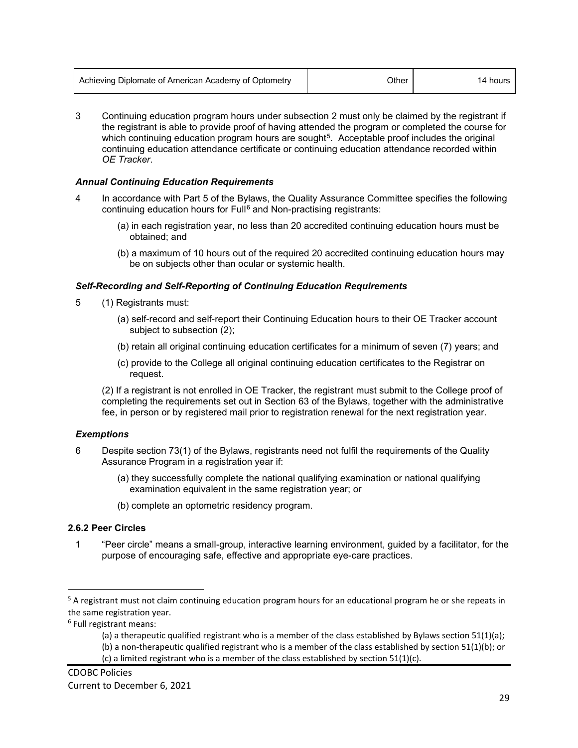| Achieving Diplomate of American Academy of Optometry | Other | 14 hours |
|---|---|---|

3 Continuing education program hours under subsection 2 must only be claimed by the registrant if the registrant is able to provide proof of having attended the program or completed the course for which continuing education program hours are sought[5]. Acceptable proof includes the original continuing education attendance certificate or continuing education attendance recorded within *OE Tracker*.

### *Annual Continuing Education Requirements*

4 In accordance with Part 5 of the Bylaws, the Quality Assurance Committee specifies the following continuing education hours for Full[6] and Non-practising registrants:

(a) in each registration year, no less than 20 accredited continuing education hours must be obtained; and

(b) a maximum of 10 hours out of the required 20 accredited continuing education hours may be on subjects other than ocular or systemic health.

### *Self-Recording and Self-Reporting of Continuing Education Requirements*

5 (1) Registrants must:

(a) self-record and self-report their Continuing Education hours to their OE Tracker account subject to subsection (2);

(b) retain all original continuing education certificates for a minimum of seven (7) years; and

(c) provide to the College all original continuing education certificates to the Registrar on request.

(2) If a registrant is not enrolled in OE Tracker, the registrant must submit to the College proof of completing the requirements set out in Section 63 of the Bylaws, together with the administrative fee, in person or by registered mail prior to registration renewal for the next registration year.

### *Exemptions*

6 Despite section 73(1) of the Bylaws, registrants need not fulfil the requirements of the Quality Assurance Program in a registration year if:

(a) they successfully complete the national qualifying examination or national qualifying examination equivalent in the same registration year; or

(b) complete an optometric residency program.

### 2.6.2 Peer Circles

1 "Peer circle" means a small-group, interactive learning environment, guided by a facilitator, for the purpose of encouraging safe, effective and appropriate eye-care practices.

---

[5] A registrant must not claim continuing education program hours for an educational program he or she repeats in the same registration year.

[6] Full registrant means:

(a) a therapeutic qualified registrant who is a member of the class established by Bylaws section 51(1)(a);
(b) a non-therapeutic qualified registrant who is a member of the class established by section 51(1)(b); or
(c) a limited registrant who is a member of the class established by section 51(1)(c).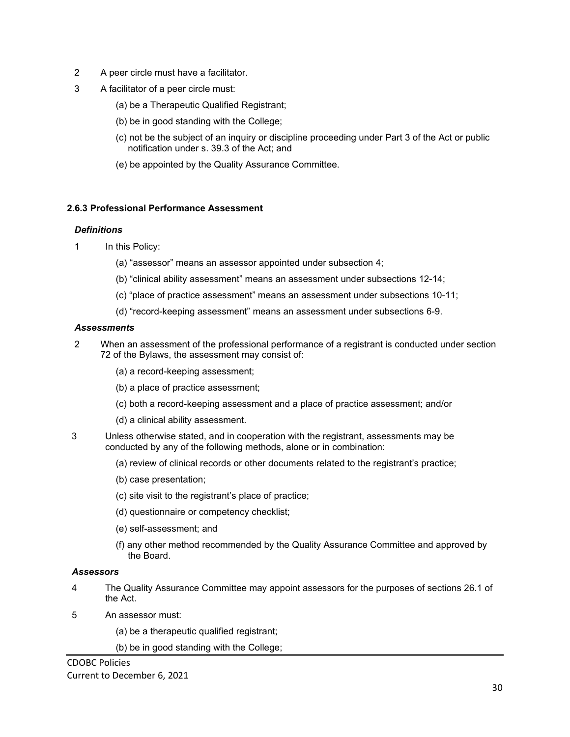2 A peer circle must have a facilitator.

3 A facilitator of a peer circle must:

(a) be a Therapeutic Qualified Registrant;

(b) be in good standing with the College;

(c) not be the subject of an inquiry or discipline proceeding under Part 3 of the Act or public notification under s. 39.3 of the Act; and

(e) be appointed by the Quality Assurance Committee.

#### 2.6.3 Professional Performance Assessment

***Definitions***

1 In this Policy:

(a) "assessor" means an assessor appointed under subsection 4;

(b) "clinical ability assessment" means an assessment under subsections 12-14;

(c) "place of practice assessment" means an assessment under subsections 10-11;

(d) "record-keeping assessment" means an assessment under subsections 6-9.

***Assessments***

2 When an assessment of the professional performance of a registrant is conducted under section 72 of the Bylaws, the assessment may consist of:

(a) a record-keeping assessment;

(b) a place of practice assessment;

(c) both a record-keeping assessment and a place of practice assessment; and/or

(d) a clinical ability assessment.

3 Unless otherwise stated, and in cooperation with the registrant, assessments may be conducted by any of the following methods, alone or in combination:

(a) review of clinical records or other documents related to the registrant's practice;

(b) case presentation;

(c) site visit to the registrant's place of practice;

(d) questionnaire or competency checklist;

(e) self-assessment; and

(f) any other method recommended by the Quality Assurance Committee and approved by the Board.

***Assessors***

4 The Quality Assurance Committee may appoint assessors for the purposes of sections 26.1 of the Act.

5 An assessor must:

(a) be a therapeutic qualified registrant;

(b) be in good standing with the College;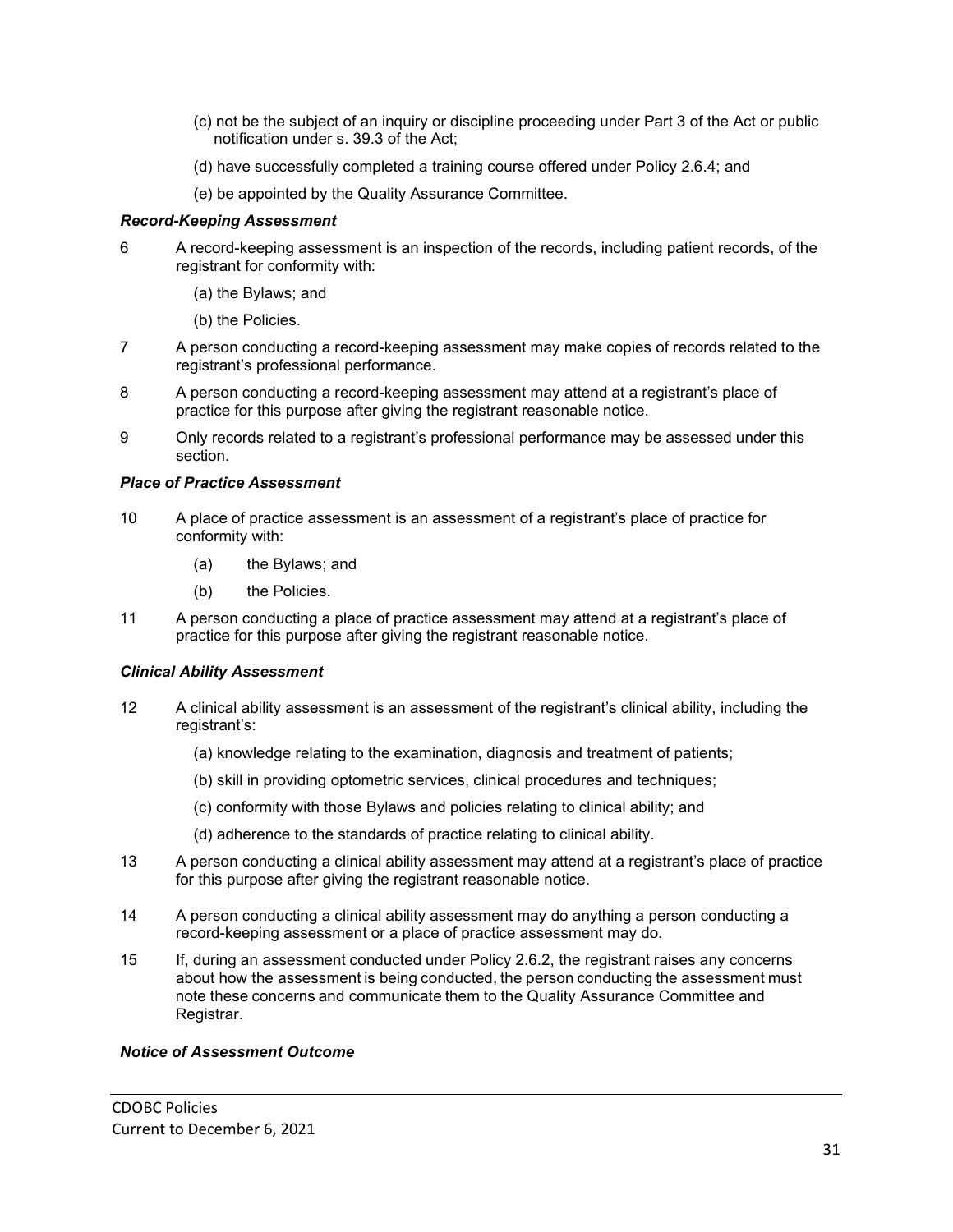(c) not be the subject of an inquiry or discipline proceeding under Part 3 of the Act or public notification under s. 39.3 of the Act;

(d) have successfully completed a training course offered under Policy 2.6.4; and

(e) be appointed by the Quality Assurance Committee.

***Record-Keeping Assessment***

6 A record-keeping assessment is an inspection of the records, including patient records, of the registrant for conformity with:

(a) the Bylaws; and

(b) the Policies.

7 A person conducting a record-keeping assessment may make copies of records related to the registrant's professional performance.

8 A person conducting a record-keeping assessment may attend at a registrant's place of practice for this purpose after giving the registrant reasonable notice.

9 Only records related to a registrant's professional performance may be assessed under this section.

***Place of Practice Assessment***

10 A place of practice assessment is an assessment of a registrant's place of practice for conformity with:

(a) the Bylaws; and

(b) the Policies.

11 A person conducting a place of practice assessment may attend at a registrant's place of practice for this purpose after giving the registrant reasonable notice.

***Clinical Ability Assessment***

12 A clinical ability assessment is an assessment of the registrant's clinical ability, including the registrant's:

(a) knowledge relating to the examination, diagnosis and treatment of patients;

(b) skill in providing optometric services, clinical procedures and techniques;

(c) conformity with those Bylaws and policies relating to clinical ability; and

(d) adherence to the standards of practice relating to clinical ability.

13 A person conducting a clinical ability assessment may attend at a registrant's place of practice for this purpose after giving the registrant reasonable notice.

14 A person conducting a clinical ability assessment may do anything a person conducting a record-keeping assessment or a place of practice assessment may do.

15 If, during an assessment conducted under Policy 2.6.2, the registrant raises any concerns about how the assessment is being conducted, the person conducting the assessment must note these concerns and communicate them to the Quality Assurance Committee and Registrar.

***Notice of Assessment Outcome***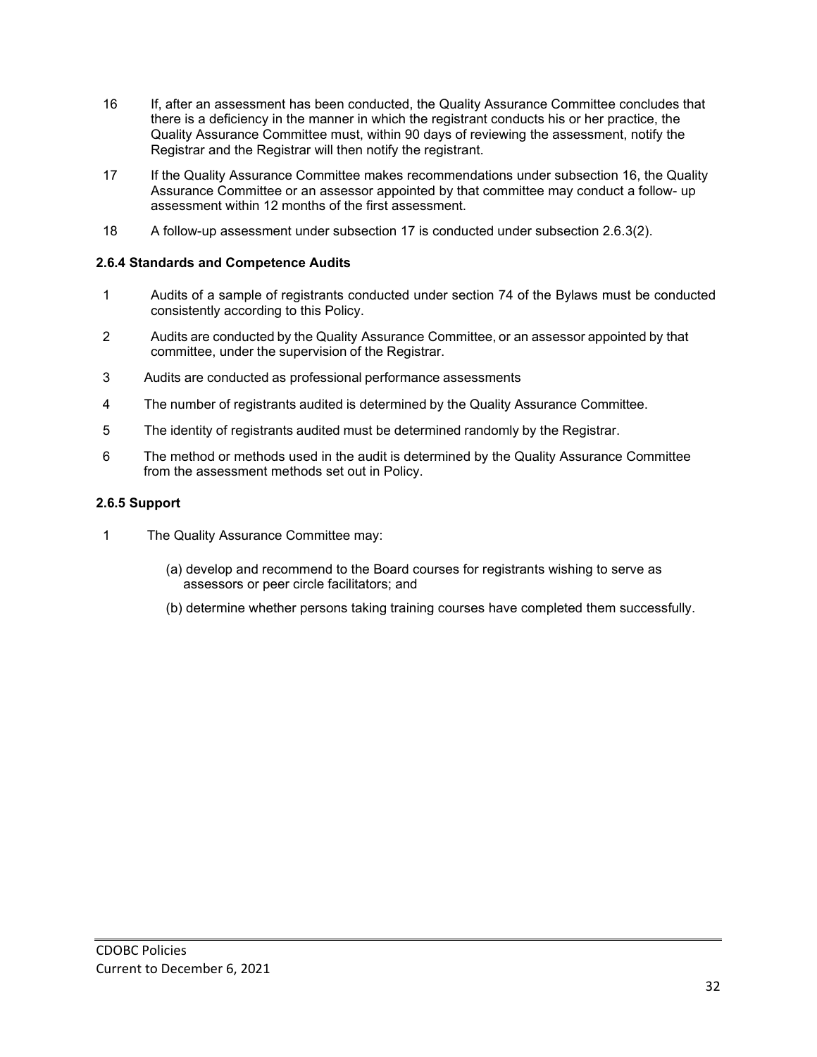16 If, after an assessment has been conducted, the Quality Assurance Committee concludes that there is a deficiency in the manner in which the registrant conducts his or her practice, the Quality Assurance Committee must, within 90 days of reviewing the assessment, notify the Registrar and the Registrar will then notify the registrant.

17 If the Quality Assurance Committee makes recommendations under subsection 16, the Quality Assurance Committee or an assessor appointed by that committee may conduct a follow- up assessment within 12 months of the first assessment.

18 A follow-up assessment under subsection 17 is conducted under subsection 2.6.3(2).

#### 2.6.4 Standards and Competence Audits

1 Audits of a sample of registrants conducted under section 74 of the Bylaws must be conducted consistently according to this Policy.

2 Audits are conducted by the Quality Assurance Committee, or an assessor appointed by that committee, under the supervision of the Registrar.

3 Audits are conducted as professional performance assessments

4 The number of registrants audited is determined by the Quality Assurance Committee.

5 The identity of registrants audited must be determined randomly by the Registrar.

6 The method or methods used in the audit is determined by the Quality Assurance Committee from the assessment methods set out in Policy.

#### 2.6.5 Support

1 The Quality Assurance Committee may:

(a) develop and recommend to the Board courses for registrants wishing to serve as assessors or peer circle facilitators; and

(b) determine whether persons taking training courses have completed them successfully.